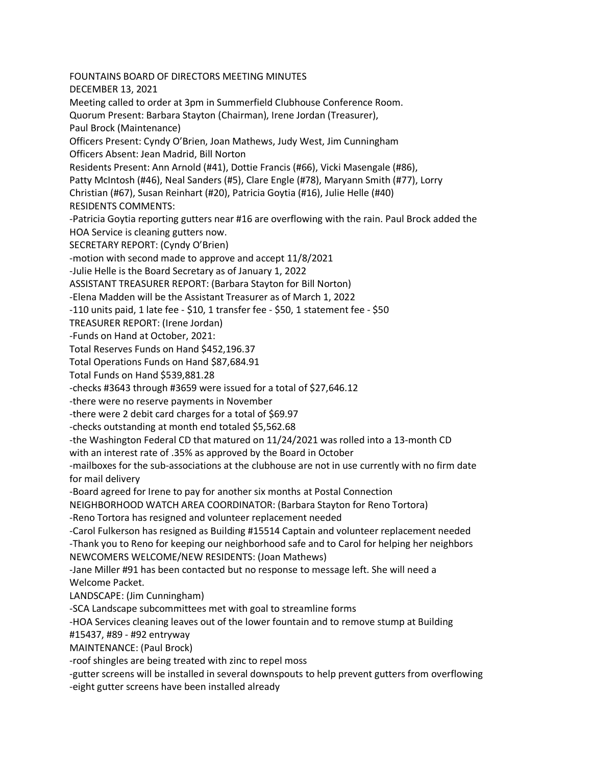# FOUNTAINS BOARD OF DIRECTORS MEETING MINUTES

DECEMBER 13, 2021

Meeting called to order at 3pm in Summerfield Clubhouse Conference Room.

Quorum Present: Barbara Stayton (Chairman), Irene Jordan (Treasurer), Paul Brock (Maintenance)

Officers Present: Cyndy O'Brien, Joan Mathews, Judy West, Jim Cunningham

Officers Absent: Jean Madrid, Bill Norton

Residents Present: Ann Arnold (#41), Dottie Francis (#66), Vicki Masengale (#86), Patty McIntosh (#46), Neal Sanders (#5), Clare Engle (#78), Maryann Smith (#77), Lorry Christian (#67), Susan Reinhart (#20), Patricia Goytia (#16), Julie Helle (#40)

## RESIDENTS COMMENTS:

- Patricia Goytia reporting gutters near #16 are overflowing with the rain. Paul Brock added the HOA Service is cleaning gutters now.

## SECRETARY REPORT: (Cyndy O'Brien)

- motion with second made to approve and accept 11/8/2021
- Julie Helle is the Board Secretary as of January 1, 2022

## ASSISTANT TREASURER REPORT: (Barbara Stayton for Bill Norton)

- Elena Madden will be the Assistant Treasurer as of March 1, 2022
- 110 units paid, 1 late fee - $10, 1 transfer fee - $50, 1 statement fee - $50

## TREASURER REPORT: (Irene Jordan)

- Funds on Hand at October, 2021:

Total Reserves Funds on Hand $452,196.37

Total Operations Funds on Hand $87,684.91

Total Funds on Hand $539,881.28

- checks #3643 through #3659 were issued for a total of $27,646.12
- there were no reserve payments in November
- there were 2 debit card charges for a total of $69.97
- checks outstanding at month end totaled $5,562.68
- the Washington Federal CD that matured on 11/24/2021 was rolled into a 13-month CD with an interest rate of .35% as approved by the Board in October
- mailboxes for the sub-associations at the clubhouse are not in use currently with no firm date for mail delivery
- Board agreed for Irene to pay for another six months at Postal Connection

## NEIGHBORHOOD WATCH AREA COORDINATOR: (Barbara Stayton for Reno Tortora)

- Reno Tortora has resigned and volunteer replacement needed
- Carol Fulkerson has resigned as Building #15514 Captain and volunteer replacement needed
- Thank you to Reno for keeping our neighborhood safe and to Carol for helping her neighbors

## NEWCOMERS WELCOME/NEW RESIDENTS: (Joan Mathews)

- Jane Miller #91 has been contacted but no response to message left. She will need a Welcome Packet.

## LANDSCAPE: (Jim Cunningham)

- SCA Landscape subcommittees met with goal to streamline forms
- HOA Services cleaning leaves out of the lower fountain and to remove stump at Building #15437, #89 - #92 entryway

## MAINTENANCE: (Paul Brock)

- roof shingles are being treated with zinc to repel moss
- gutter screens will be installed in several downspouts to help prevent gutters from overflowing
- eight gutter screens have been installed already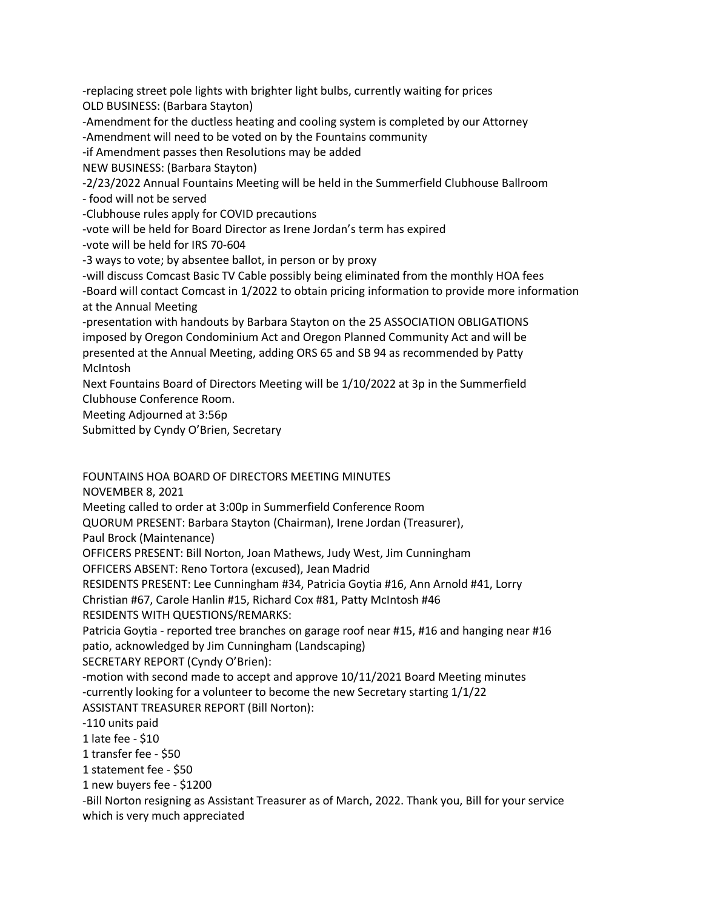-replacing street pole lights with brighter light bulbs, currently waiting for prices

OLD BUSINESS: (Barbara Stayton)

-Amendment for the ductless heating and cooling system is completed by our Attorney

-Amendment will need to be voted on by the Fountains community

-if Amendment passes then Resolutions may be added

NEW BUSINESS: (Barbara Stayton)

-2/23/2022 Annual Fountains Meeting will be held in the Summerfield Clubhouse Ballroom

- food will not be served

-Clubhouse rules apply for COVID precautions

-vote will be held for Board Director as Irene Jordan's term has expired

-vote will be held for IRS 70-604

-3 ways to vote; by absentee ballot, in person or by proxy

-will discuss Comcast Basic TV Cable possibly being eliminated from the monthly HOA fees

-Board will contact Comcast in 1/2022 to obtain pricing information to provide more information at the Annual Meeting

-presentation with handouts by Barbara Stayton on the 25 ASSOCIATION OBLIGATIONS imposed by Oregon Condominium Act and Oregon Planned Community Act and will be presented at the Annual Meeting, adding ORS 65 and SB 94 as recommended by Patty McIntosh

Next Fountains Board of Directors Meeting will be 1/10/2022 at 3p in the Summerfield Clubhouse Conference Room.

Meeting Adjourned at 3:56p

Submitted by Cyndy O'Brien, Secretary

FOUNTAINS HOA BOARD OF DIRECTORS MEETING MINUTES

NOVEMBER 8, 2021

Meeting called to order at 3:00p in Summerfield Conference Room

QUORUM PRESENT: Barbara Stayton (Chairman), Irene Jordan (Treasurer), Paul Brock (Maintenance)

OFFICERS PRESENT: Bill Norton, Joan Mathews, Judy West, Jim Cunningham

OFFICERS ABSENT: Reno Tortora (excused), Jean Madrid

RESIDENTS PRESENT: Lee Cunningham #34, Patricia Goytia #16, Ann Arnold #41, Lorry Christian #67, Carole Hanlin #15, Richard Cox #81, Patty McIntosh #46

RESIDENTS WITH QUESTIONS/REMARKS:

Patricia Goytia - reported tree branches on garage roof near #15, #16 and hanging near #16 patio, acknowledged by Jim Cunningham (Landscaping)

SECRETARY REPORT (Cyndy O'Brien):

-motion with second made to accept and approve 10/11/2021 Board Meeting minutes

-currently looking for a volunteer to become the new Secretary starting 1/1/22

ASSISTANT TREASURER REPORT (Bill Norton):

-110 units paid

1 late fee - $10

1 transfer fee - $50

1 statement fee - $50

1 new buyers fee - $1200

-Bill Norton resigning as Assistant Treasurer as of March, 2022. Thank you, Bill for your service which is very much appreciated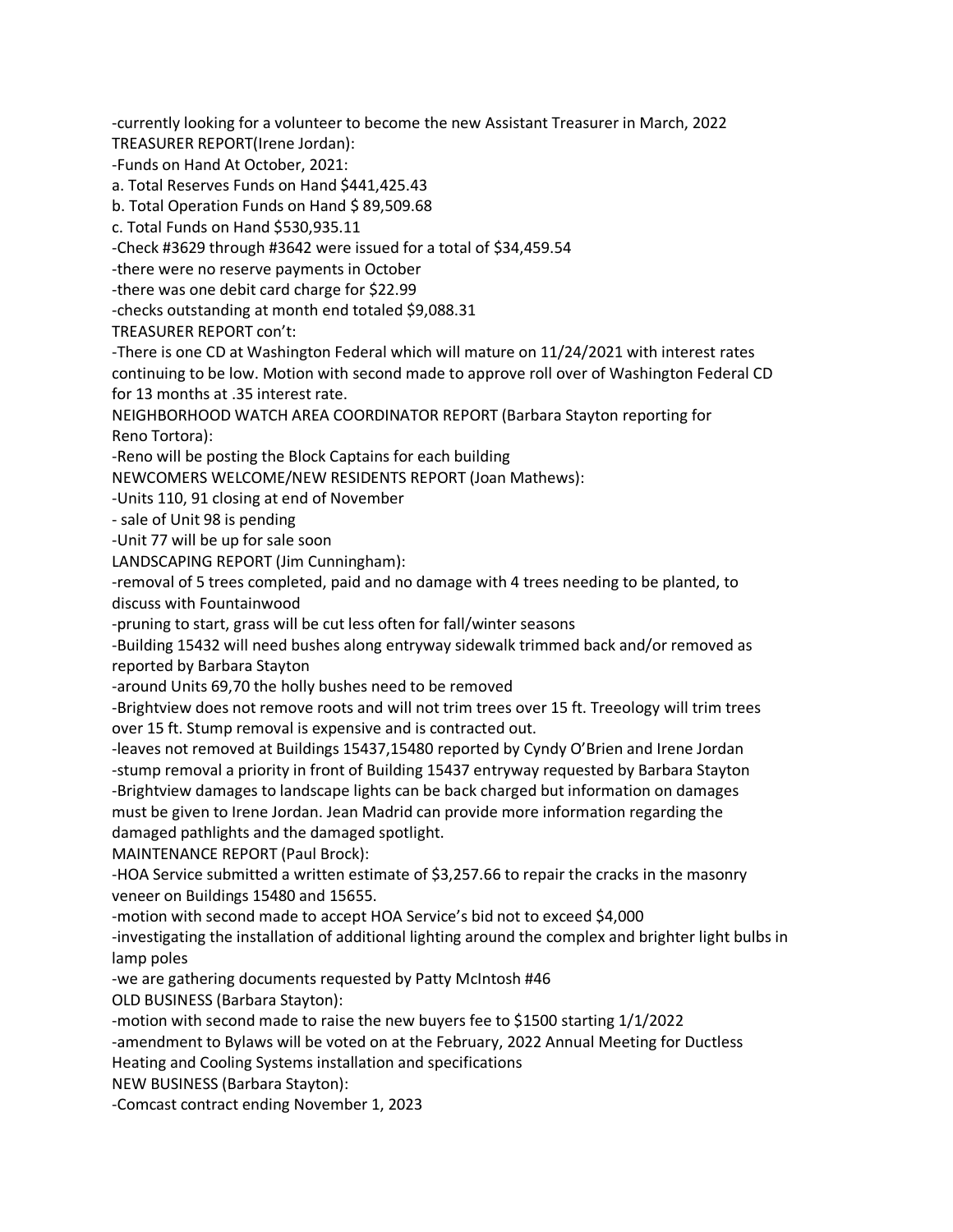-currently looking for a volunteer to become the new Assistant Treasurer in March, 2022

TREASURER REPORT(Irene Jordan):

-Funds on Hand At October, 2021:

a. Total Reserves Funds on Hand $441,425.43

b. Total Operation Funds on Hand $ 89,509.68

c. Total Funds on Hand $530,935.11

-Check #3629 through #3642 were issued for a total of $34,459.54

-there were no reserve payments in October

-there was one debit card charge for $22.99

-checks outstanding at month end totaled $9,088.31

TREASURER REPORT con't:

-There is one CD at Washington Federal which will mature on 11/24/2021 with interest rates continuing to be low. Motion with second made to approve roll over of Washington Federal CD for 13 months at .35 interest rate.

NEIGHBORHOOD WATCH AREA COORDINATOR REPORT (Barbara Stayton reporting for Reno Tortora):

-Reno will be posting the Block Captains for each building

NEWCOMERS WELCOME/NEW RESIDENTS REPORT (Joan Mathews):

-Units 110, 91 closing at end of November

- sale of Unit 98 is pending

-Unit 77 will be up for sale soon

LANDSCAPING REPORT (Jim Cunningham):

-removal of 5 trees completed, paid and no damage with 4 trees needing to be planted, to discuss with Fountainwood

-pruning to start, grass will be cut less often for fall/winter seasons

-Building 15432 will need bushes along entryway sidewalk trimmed back and/or removed as reported by Barbara Stayton

-around Units 69,70 the holly bushes need to be removed

-Brightview does not remove roots and will not trim trees over 15 ft. Treeology will trim trees over 15 ft. Stump removal is expensive and is contracted out.

-leaves not removed at Buildings 15437,15480 reported by Cyndy O'Brien and Irene Jordan

-stump removal a priority in front of Building 15437 entryway requested by Barbara Stayton

-Brightview damages to landscape lights can be back charged but information on damages must be given to Irene Jordan. Jean Madrid can provide more information regarding the damaged pathlights and the damaged spotlight.

MAINTENANCE REPORT (Paul Brock):

-HOA Service submitted a written estimate of $3,257.66 to repair the cracks in the masonry veneer on Buildings 15480 and 15655.

-motion with second made to accept HOA Service's bid not to exceed $4,000

-investigating the installation of additional lighting around the complex and brighter light bulbs in lamp poles

-we are gathering documents requested by Patty McIntosh #46

OLD BUSINESS (Barbara Stayton):

-motion with second made to raise the new buyers fee to $1500 starting 1/1/2022

-amendment to Bylaws will be voted on at the February, 2022 Annual Meeting for Ductless Heating and Cooling Systems installation and specifications

NEW BUSINESS (Barbara Stayton):

-Comcast contract ending November 1, 2023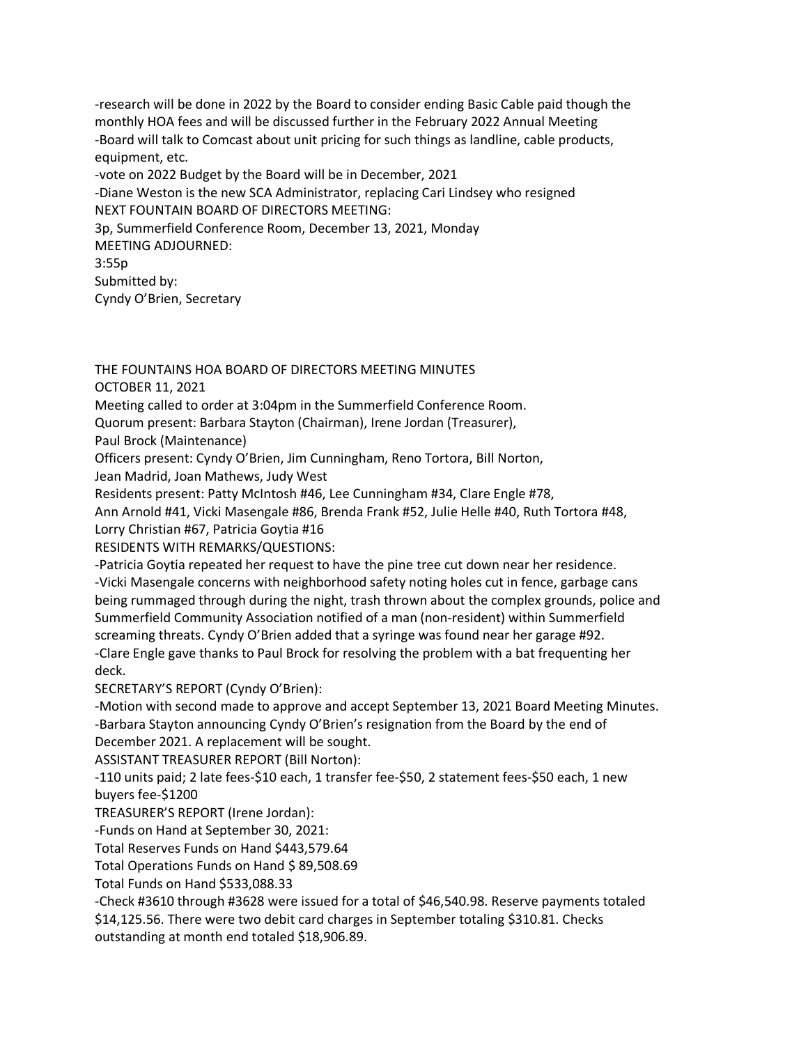-research will be done in 2022 by the Board to consider ending Basic Cable paid though the monthly HOA fees and will be discussed further in the February 2022 Annual Meeting
-Board will talk to Comcast about unit pricing for such things as landline, cable products, equipment, etc.
-vote on 2022 Budget by the Board will be in December, 2021
-Diane Weston is the new SCA Administrator, replacing Cari Lindsey who resigned

NEXT FOUNTAIN BOARD OF DIRECTORS MEETING:
3p, Summerfield Conference Room, December 13, 2021, Monday

MEETING ADJOURNED:
3:55p

Submitted by:
Cyndy O'Brien, Secretary

THE FOUNTAINS HOA BOARD OF DIRECTORS MEETING MINUTES
OCTOBER 11, 2021

Meeting called to order at 3:04pm in the Summerfield Conference Room.

Quorum present: Barbara Stayton (Chairman), Irene Jordan (Treasurer), Paul Brock (Maintenance)

Officers present: Cyndy O'Brien, Jim Cunningham, Reno Tortora, Bill Norton, Jean Madrid, Joan Mathews, Judy West

Residents present: Patty McIntosh #46, Lee Cunningham #34, Clare Engle #78, Ann Arnold #41, Vicki Masengale #86, Brenda Frank #52, Julie Helle #40, Ruth Tortora #48, Lorry Christian #67, Patricia Goytia #16

RESIDENTS WITH REMARKS/QUESTIONS:
-Patricia Goytia repeated her request to have the pine tree cut down near her residence.
-Vicki Masengale concerns with neighborhood safety noting holes cut in fence, garbage cans being rummaged through during the night, trash thrown about the complex grounds, police and Summerfield Community Association notified of a man (non-resident) within Summerfield screaming threats. Cyndy O'Brien added that a syringe was found near her garage #92.
-Clare Engle gave thanks to Paul Brock for resolving the problem with a bat frequenting her deck.

SECRETARY'S REPORT (Cyndy O'Brien):
-Motion with second made to approve and accept September 13, 2021 Board Meeting Minutes.
-Barbara Stayton announcing Cyndy O'Brien's resignation from the Board by the end of December 2021. A replacement will be sought.

ASSISTANT TREASURER REPORT (Bill Norton):
-110 units paid; 2 late fees-$10 each, 1 transfer fee-$50, 2 statement fees-$50 each, 1 new buyers fee-$1200

TREASURER'S REPORT (Irene Jordan):
-Funds on Hand at September 30, 2021:
Total Reserves Funds on Hand $443,579.64
Total Operations Funds on Hand $ 89,508.69
Total Funds on Hand $533,088.33
-Check #3610 through #3628 were issued for a total of $46,540.98. Reserve payments totaled $14,125.56. There were two debit card charges in September totaling $310.81. Checks outstanding at month end totaled $18,906.89.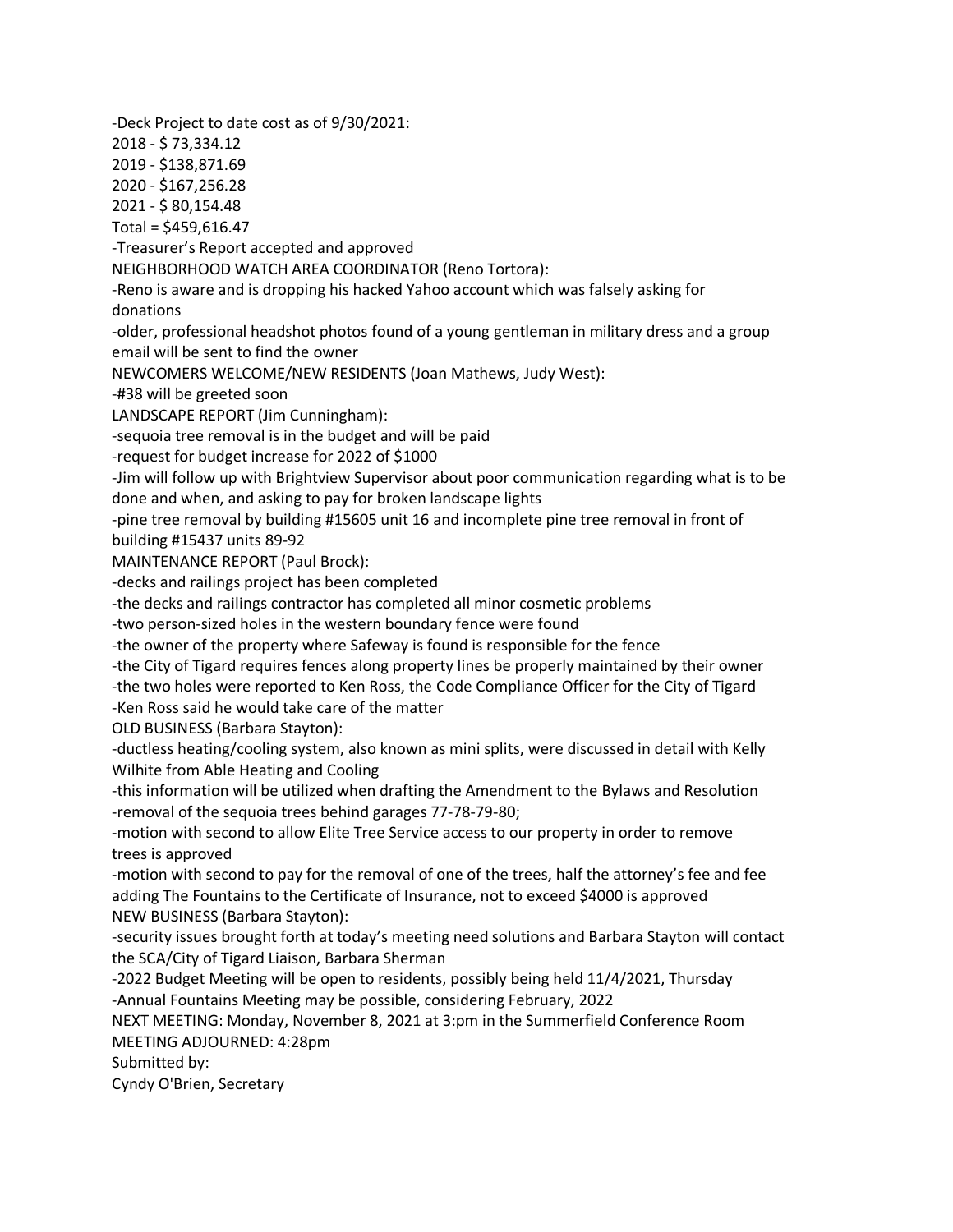-Deck Project to date cost as of 9/30/2021:
2018 - $ 73,334.12
2019 - $138,871.69
2020 - $167,256.28
2021 - $ 80,154.48
Total = $459,616.47

-Treasurer's Report accepted and approved

NEIGHBORHOOD WATCH AREA COORDINATOR (Reno Tortora):

-Reno is aware and is dropping his hacked Yahoo account which was falsely asking for donations

-older, professional headshot photos found of a young gentleman in military dress and a group email will be sent to find the owner

NEWCOMERS WELCOME/NEW RESIDENTS (Joan Mathews, Judy West):

-#38 will be greeted soon

LANDSCAPE REPORT (Jim Cunningham):

-sequoia tree removal is in the budget and will be paid

-request for budget increase for 2022 of $1000

-Jim will follow up with Brightview Supervisor about poor communication regarding what is to be done and when, and asking to pay for broken landscape lights

-pine tree removal by building #15605 unit 16 and incomplete pine tree removal in front of building #15437 units 89-92

MAINTENANCE REPORT (Paul Brock):

-decks and railings project has been completed

-the decks and railings contractor has completed all minor cosmetic problems

-two person-sized holes in the western boundary fence were found

-the owner of the property where Safeway is found is responsible for the fence

-the City of Tigard requires fences along property lines be properly maintained by their owner

-the two holes were reported to Ken Ross, the Code Compliance Officer for the City of Tigard

-Ken Ross said he would take care of the matter

OLD BUSINESS (Barbara Stayton):

-ductless heating/cooling system, also known as mini splits, were discussed in detail with Kelly Wilhite from Able Heating and Cooling

-this information will be utilized when drafting the Amendment to the Bylaws and Resolution

-removal of the sequoia trees behind garages 77-78-79-80;

-motion with second to allow Elite Tree Service access to our property in order to remove trees is approved

-motion with second to pay for the removal of one of the trees, half the attorney's fee and fee adding The Fountains to the Certificate of Insurance, not to exceed $4000 is approved

NEW BUSINESS (Barbara Stayton):

-security issues brought forth at today's meeting need solutions and Barbara Stayton will contact the SCA/City of Tigard Liaison, Barbara Sherman

-2022 Budget Meeting will be open to residents, possibly being held 11/4/2021, Thursday

-Annual Fountains Meeting may be possible, considering February, 2022

NEXT MEETING: Monday, November 8, 2021 at 3:pm in the Summerfield Conference Room

MEETING ADJOURNED: 4:28pm

Submitted by:
Cyndy O'Brien, Secretary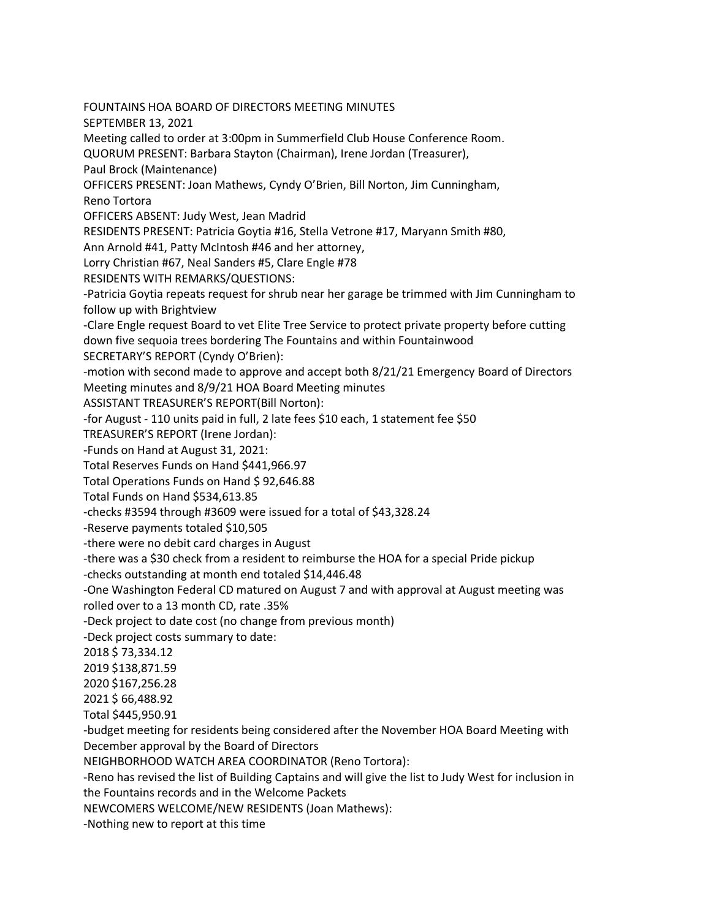FOUNTAINS HOA BOARD OF DIRECTORS MEETING MINUTES

SEPTEMBER 13, 2021

Meeting called to order at 3:00pm in Summerfield Club House Conference Room.

QUORUM PRESENT: Barbara Stayton (Chairman), Irene Jordan (Treasurer), Paul Brock (Maintenance)

OFFICERS PRESENT: Joan Mathews, Cyndy O'Brien, Bill Norton, Jim Cunningham, Reno Tortora

OFFICERS ABSENT: Judy West, Jean Madrid

RESIDENTS PRESENT: Patricia Goytia #16, Stella Vetrone #17, Maryann Smith #80, Ann Arnold #41, Patty McIntosh #46 and her attorney, Lorry Christian #67, Neal Sanders #5, Clare Engle #78

RESIDENTS WITH REMARKS/QUESTIONS:

-Patricia Goytia repeats request for shrub near her garage be trimmed with Jim Cunningham to follow up with Brightview

-Clare Engle request Board to vet Elite Tree Service to protect private property before cutting down five sequoia trees bordering The Fountains and within Fountainwood

SECRETARY'S REPORT (Cyndy O'Brien):

-motion with second made to approve and accept both 8/21/21 Emergency Board of Directors Meeting minutes and 8/9/21 HOA Board Meeting minutes

ASSISTANT TREASURER'S REPORT(Bill Norton):

-for August - 110 units paid in full, 2 late fees $10 each, 1 statement fee $50

TREASURER'S REPORT (Irene Jordan):

-Funds on Hand at August 31, 2021:

Total Reserves Funds on Hand $441,966.97

Total Operations Funds on Hand $ 92,646.88

Total Funds on Hand $534,613.85

-checks #3594 through #3609 were issued for a total of $43,328.24

-Reserve payments totaled $10,505

-there were no debit card charges in August

-there was a $30 check from a resident to reimburse the HOA for a special Pride pickup

-checks outstanding at month end totaled $14,446.48

-One Washington Federal CD matured on August 7 and with approval at August meeting was rolled over to a 13 month CD, rate .35%

-Deck project to date cost (no change from previous month)

-Deck project costs summary to date:

2018 $ 73,334.12

2019 $138,871.59

2020 $167,256.28

2021 $ 66,488.92

Total $445,950.91

-budget meeting for residents being considered after the November HOA Board Meeting with December approval by the Board of Directors

NEIGHBORHOOD WATCH AREA COORDINATOR (Reno Tortora):

-Reno has revised the list of Building Captains and will give the list to Judy West for inclusion in the Fountains records and in the Welcome Packets

NEWCOMERS WELCOME/NEW RESIDENTS (Joan Mathews):

-Nothing new to report at this time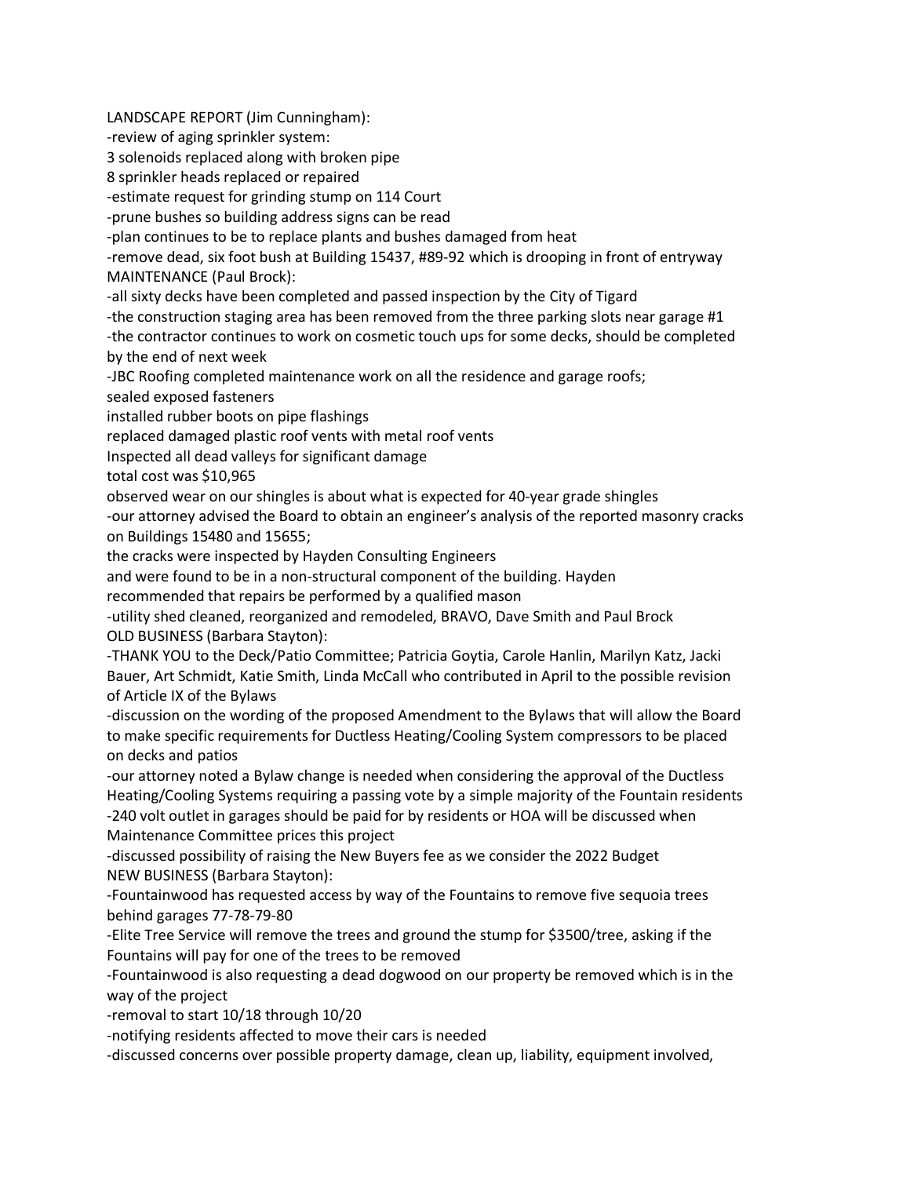LANDSCAPE REPORT (Jim Cunningham):

-review of aging sprinkler system:

3 solenoids replaced along with broken pipe

8 sprinkler heads replaced or repaired

-estimate request for grinding stump on 114 Court

-prune bushes so building address signs can be read

-plan continues to be to replace plants and bushes damaged from heat

-remove dead, six foot bush at Building 15437, #89-92 which is drooping in front of entryway

MAINTENANCE (Paul Brock):

-all sixty decks have been completed and passed inspection by the City of Tigard

-the construction staging area has been removed from the three parking slots near garage #1

-the contractor continues to work on cosmetic touch ups for some decks, should be completed by the end of next week

-JBC Roofing completed maintenance work on all the residence and garage roofs;

sealed exposed fasteners

installed rubber boots on pipe flashings

replaced damaged plastic roof vents with metal roof vents

Inspected all dead valleys for significant damage

total cost was $10,965

observed wear on our shingles is about what is expected for 40-year grade shingles

-our attorney advised the Board to obtain an engineer's analysis of the reported masonry cracks on Buildings 15480 and 15655;

the cracks were inspected by Hayden Consulting Engineers

and were found to be in a non-structural component of the building. Hayden

recommended that repairs be performed by a qualified mason

-utility shed cleaned, reorganized and remodeled, BRAVO, Dave Smith and Paul Brock

OLD BUSINESS (Barbara Stayton):

-THANK YOU to the Deck/Patio Committee; Patricia Goytia, Carole Hanlin, Marilyn Katz, Jacki Bauer, Art Schmidt, Katie Smith, Linda McCall who contributed in April to the possible revision of Article IX of the Bylaws

-discussion on the wording of the proposed Amendment to the Bylaws that will allow the Board to make specific requirements for Ductless Heating/Cooling System compressors to be placed on decks and patios

-our attorney noted a Bylaw change is needed when considering the approval of the Ductless Heating/Cooling Systems requiring a passing vote by a simple majority of the Fountain residents

-240 volt outlet in garages should be paid for by residents or HOA will be discussed when Maintenance Committee prices this project

-discussed possibility of raising the New Buyers fee as we consider the 2022 Budget

NEW BUSINESS (Barbara Stayton):

-Fountainwood has requested access by way of the Fountains to remove five sequoia trees behind garages 77-78-79-80

-Elite Tree Service will remove the trees and ground the stump for $3500/tree, asking if the Fountains will pay for one of the trees to be removed

-Fountainwood is also requesting a dead dogwood on our property be removed which is in the way of the project

-removal to start 10/18 through 10/20

-notifying residents affected to move their cars is needed

-discussed concerns over possible property damage, clean up, liability, equipment involved,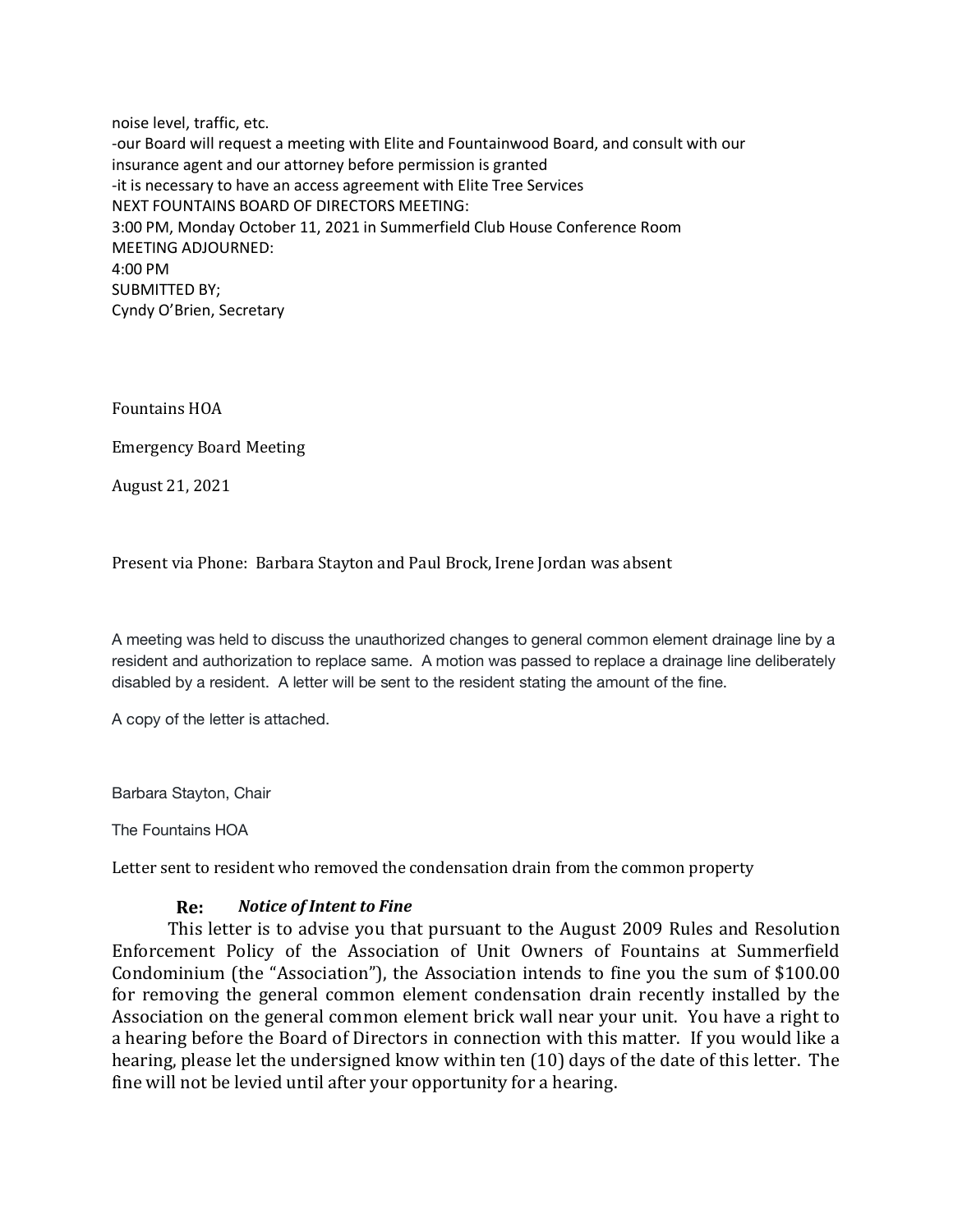noise level, traffic, etc.
-our Board will request a meeting with Elite and Fountainwood Board, and consult with our insurance agent and our attorney before permission is granted
-it is necessary to have an access agreement with Elite Tree Services
NEXT FOUNTAINS BOARD OF DIRECTORS MEETING:
3:00 PM, Monday October 11, 2021 in Summerfield Club House Conference Room
MEETING ADJOURNED:
4:00 PM
SUBMITTED BY;
Cyndy O'Brien, Secretary

Fountains HOA

Emergency Board Meeting

August 21, 2021

Present via Phone: Barbara Stayton and Paul Brock, Irene Jordan was absent

A meeting was held to discuss the unauthorized changes to general common element drainage line by a resident and authorization to replace same. A motion was passed to replace a drainage line deliberately disabled by a resident. A letter will be sent to the resident stating the amount of the fine.

A copy of the letter is attached.

Barbara Stayton, Chair

The Fountains HOA

Letter sent to resident who removed the condensation drain from the common property

**Re:** ***Notice of Intent to Fine***

This letter is to advise you that pursuant to the August 2009 Rules and Resolution Enforcement Policy of the Association of Unit Owners of Fountains at Summerfield Condominium (the "Association"), the Association intends to fine you the sum of $100.00 for removing the general common element condensation drain recently installed by the Association on the general common element brick wall near your unit. You have a right to a hearing before the Board of Directors in connection with this matter. If you would like a hearing, please let the undersigned know within ten (10) days of the date of this letter. The fine will not be levied until after your opportunity for a hearing.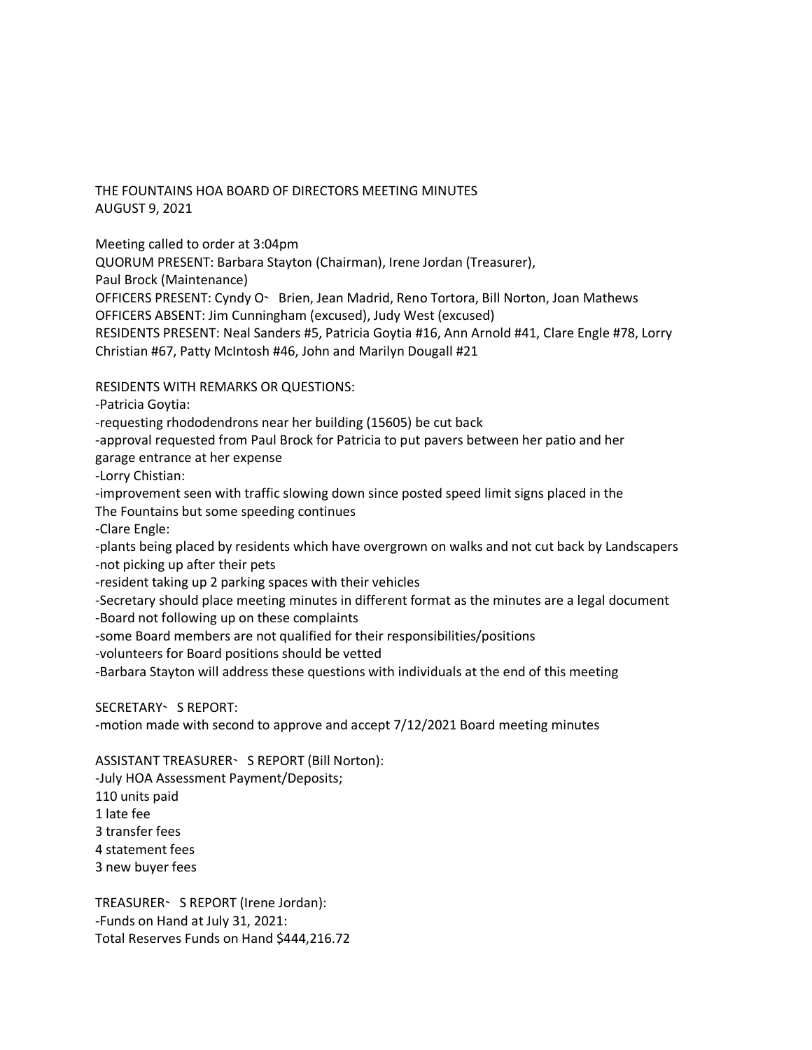THE FOUNTAINS HOA BOARD OF DIRECTORS MEETING MINUTES
AUGUST 9, 2021

Meeting called to order at 3:04pm
QUORUM PRESENT: Barbara Stayton (Chairman), Irene Jordan (Treasurer), Paul Brock (Maintenance)
OFFICERS PRESENT: Cyndy O' Brien, Jean Madrid, Reno Tortora, Bill Norton, Joan Mathews
OFFICERS ABSENT: Jim Cunningham (excused), Judy West (excused)
RESIDENTS PRESENT: Neal Sanders #5, Patricia Goytia #16, Ann Arnold #41, Clare Engle #78, Lorry Christian #67, Patty McIntosh #46, John and Marilyn Dougall #21

RESIDENTS WITH REMARKS OR QUESTIONS:
-Patricia Goytia:
-requesting rhododendrons near her building (15605) be cut back
-approval requested from Paul Brock for Patricia to put pavers between her patio and her garage entrance at her expense
-Lorry Chistian:
-improvement seen with traffic slowing down since posted speed limit signs placed in the The Fountains but some speeding continues
-Clare Engle:
-plants being placed by residents which have overgrown on walks and not cut back by Landscapers
-not picking up after their pets
-resident taking up 2 parking spaces with their vehicles
-Secretary should place meeting minutes in different format as the minutes are a legal document
-Board not following up on these complaints
-some Board members are not qualified for their responsibilities/positions
-volunteers for Board positions should be vetted
-Barbara Stayton will address these questions with individuals at the end of this meeting

SECRETARY'S REPORT:
-motion made with second to approve and accept 7/12/2021 Board meeting minutes

ASSISTANT TREASURER'S REPORT (Bill Norton):
-July HOA Assessment Payment/Deposits;
110 units paid
1 late fee
3 transfer fees
4 statement fees
3 new buyer fees

TREASURER'S REPORT (Irene Jordan):
-Funds on Hand at July 31, 2021:
Total Reserves Funds on Hand $444,216.72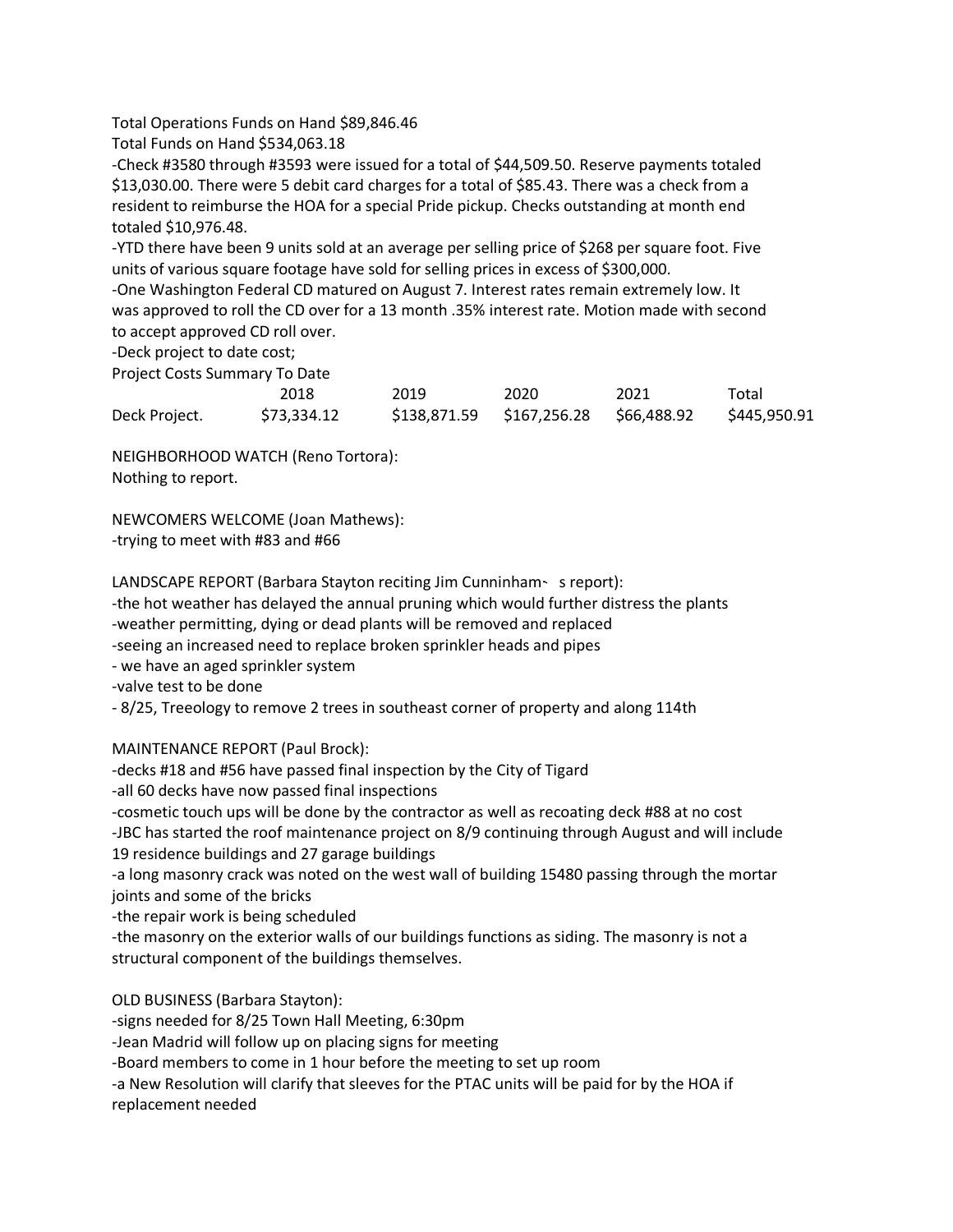Total Operations Funds on Hand $89,846.46

Total Funds on Hand $534,063.18

-Check #3580 through #3593 were issued for a total of $44,509.50. Reserve payments totaled $13,030.00. There were 5 debit card charges for a total of $85.43. There was a check from a resident to reimburse the HOA for a special Pride pickup. Checks outstanding at month end totaled $10,976.48.

-YTD there have been 9 units sold at an average per selling price of $268 per square foot. Five units of various square footage have sold for selling prices in excess of $300,000.

-One Washington Federal CD matured on August 7. Interest rates remain extremely low. It was approved to roll the CD over for a 13 month .35% interest rate. Motion made with second to accept approved CD roll over.

-Deck project to date cost;

Project Costs Summary To Date

| | 2018 | 2019 | 2020 | 2021 | Total |
|---|---|---|---|---|---|
| Deck Project. | $73,334.12 | $138,871.59 | $167,256.28 | $66,488.92 | $445,950.91 |

NEIGHBORHOOD WATCH (Reno Tortora):

Nothing to report.

NEWCOMERS WELCOME (Joan Mathews):

-trying to meet with #83 and #66

LANDSCAPE REPORT (Barbara Stayton reciting Jim Cunninham's report):

-the hot weather has delayed the annual pruning which would further distress the plants

-weather permitting, dying or dead plants will be removed and replaced

-seeing an increased need to replace broken sprinkler heads and pipes

- we have an aged sprinkler system

-valve test to be done

- 8/25, Treeology to remove 2 trees in southeast corner of property and along 114th

MAINTENANCE REPORT (Paul Brock):

-decks #18 and #56 have passed final inspection by the City of Tigard

-all 60 decks have now passed final inspections

-cosmetic touch ups will be done by the contractor as well as recoating deck #88 at no cost

-JBC has started the roof maintenance project on 8/9 continuing through August and will include 19 residence buildings and 27 garage buildings

-a long masonry crack was noted on the west wall of building 15480 passing through the mortar joints and some of the bricks

-the repair work is being scheduled

-the masonry on the exterior walls of our buildings functions as siding. The masonry is not a structural component of the buildings themselves.

OLD BUSINESS (Barbara Stayton):

-signs needed for 8/25 Town Hall Meeting, 6:30pm

-Jean Madrid will follow up on placing signs for meeting

-Board members to come in 1 hour before the meeting to set up room

-a New Resolution will clarify that sleeves for the PTAC units will be paid for by the HOA if replacement needed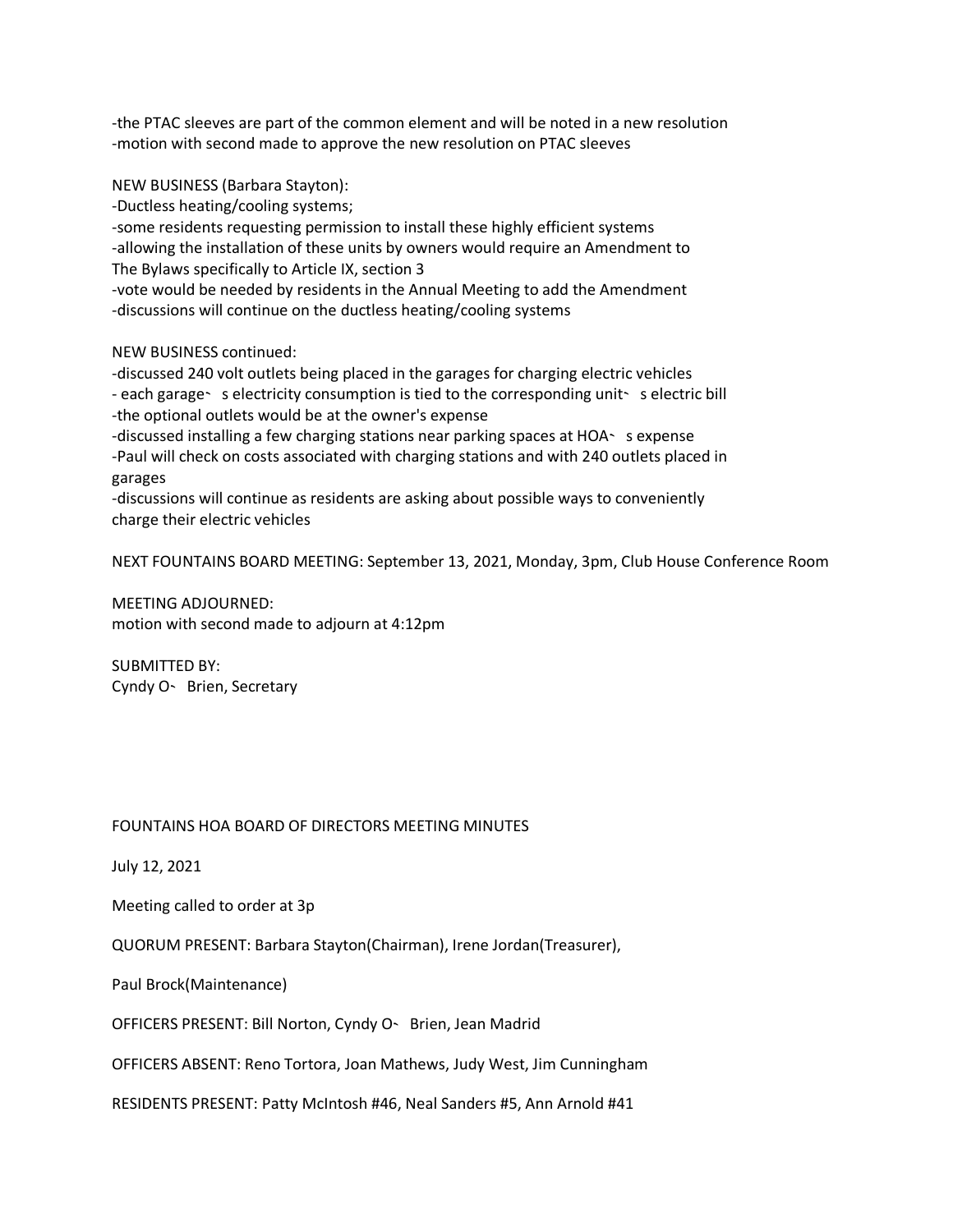-the PTAC sleeves are part of the common element and will be noted in a new resolution
-motion with second made to approve the new resolution on PTAC sleeves

NEW BUSINESS (Barbara Stayton):
-Ductless heating/cooling systems;
-some residents requesting permission to install these highly efficient systems
-allowing the installation of these units by owners would require an Amendment to The Bylaws specifically to Article IX, section 3
-vote would be needed by residents in the Annual Meeting to add the Amendment
-discussions will continue on the ductless heating/cooling systems

NEW BUSINESS continued:
-discussed 240 volt outlets being placed in the garages for charging electric vehicles
- each garage's electricity consumption is tied to the corresponding unit's electric bill
-the optional outlets would be at the owner's expense
-discussed installing a few charging stations near parking spaces at HOA's expense
-Paul will check on costs associated with charging stations and with 240 outlets placed in garages
-discussions will continue as residents are asking about possible ways to conveniently charge their electric vehicles

NEXT FOUNTAINS BOARD MEETING: September 13, 2021, Monday, 3pm, Club House Conference Room

MEETING ADJOURNED:
motion with second made to adjourn at 4:12pm

SUBMITTED BY:
Cyndy O'Brien, Secretary

FOUNTAINS HOA BOARD OF DIRECTORS MEETING MINUTES

July 12, 2021

Meeting called to order at 3p

QUORUM PRESENT: Barbara Stayton(Chairman), Irene Jordan(Treasurer),

Paul Brock(Maintenance)

OFFICERS PRESENT: Bill Norton, Cyndy O'Brien, Jean Madrid

OFFICERS ABSENT: Reno Tortora, Joan Mathews, Judy West, Jim Cunningham

RESIDENTS PRESENT: Patty McIntosh #46, Neal Sanders #5, Ann Arnold #41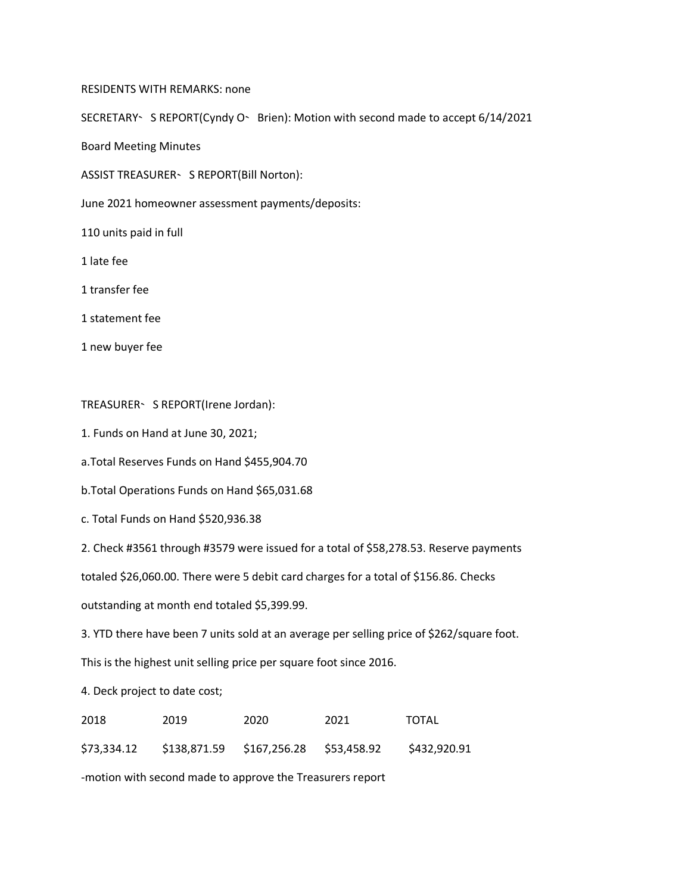RESIDENTS WITH REMARKS: none

SECRETARY`S REPORT(Cyndy O`Brien): Motion with second made to accept 6/14/2021 Board Meeting Minutes

ASSIST TREASURER`S REPORT(Bill Norton):

June 2021 homeowner assessment payments/deposits:

110 units paid in full

1 late fee

1 transfer fee

1 statement fee

1 new buyer fee

TREASURER`S REPORT(Irene Jordan):

1. Funds on Hand at June 30, 2021;

a.Total Reserves Funds on Hand $455,904.70

b.Total Operations Funds on Hand $65,031.68

c. Total Funds on Hand $520,936.38

2. Check #3561 through #3579 were issued for a total of $58,278.53. Reserve payments totaled $26,060.00. There were 5 debit card charges for a total of $156.86. Checks outstanding at month end totaled $5,399.99.

3. YTD there have been 7 units sold at an average per selling price of $262/square foot. This is the highest unit selling price per square foot since 2016.

4. Deck project to date cost;

| 2018 | 2019 | 2020 | 2021 | TOTAL |
|---|---|---|---|---|
| $73,334.12 | $138,871.59 | $167,256.28 | $53,458.92 | $432,920.91 |

-motion with second made to approve the Treasurers report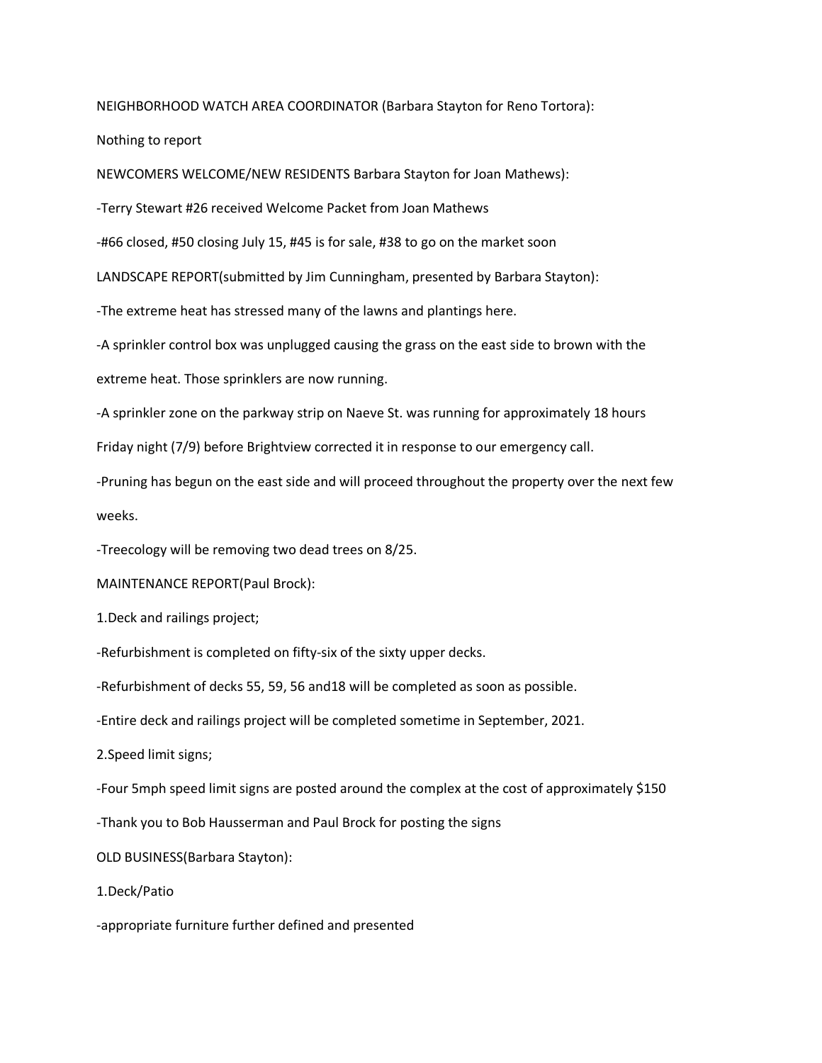NEIGHBORHOOD WATCH AREA COORDINATOR (Barbara Stayton for Reno Tortora):

Nothing to report

NEWCOMERS WELCOME/NEW RESIDENTS Barbara Stayton for Joan Mathews):

-Terry Stewart #26 received Welcome Packet from Joan Mathews

-#66 closed, #50 closing July 15, #45 is for sale, #38 to go on the market soon

LANDSCAPE REPORT(submitted by Jim Cunningham, presented by Barbara Stayton):

-The extreme heat has stressed many of the lawns and plantings here.

-A sprinkler control box was unplugged causing the grass on the east side to brown with the extreme heat. Those sprinklers are now running.

-A sprinkler zone on the parkway strip on Naeve St. was running for approximately 18 hours Friday night (7/9) before Brightview corrected it in response to our emergency call.

-Pruning has begun on the east side and will proceed throughout the property over the next few weeks.

-Treecology will be removing two dead trees on 8/25.

MAINTENANCE REPORT(Paul Brock):

1.Deck and railings project;

-Refurbishment is completed on fifty-six of the sixty upper decks.

-Refurbishment of decks 55, 59, 56 and18 will be completed as soon as possible.

-Entire deck and railings project will be completed sometime in September, 2021.

2.Speed limit signs;

-Four 5mph speed limit signs are posted around the complex at the cost of approximately $150

-Thank you to Bob Hausserman and Paul Brock for posting the signs

OLD BUSINESS(Barbara Stayton):

1.Deck/Patio

-appropriate furniture further defined and presented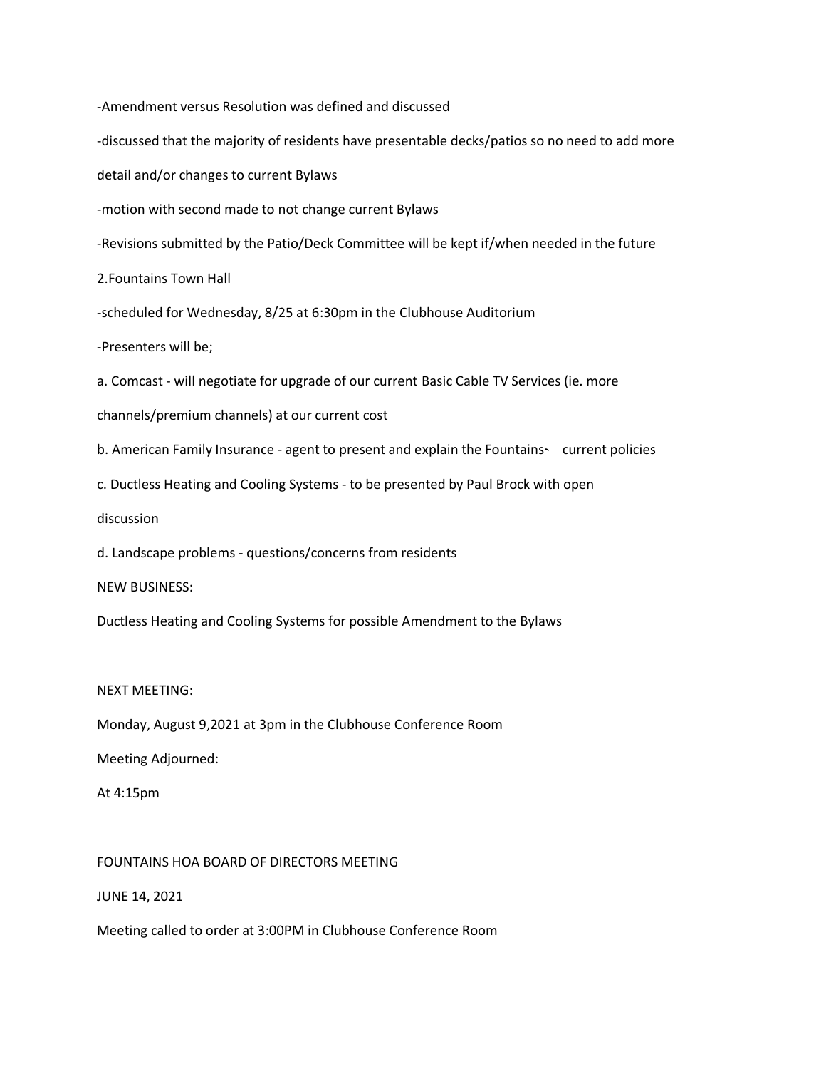-Amendment versus Resolution was defined and discussed

-discussed that the majority of residents have presentable decks/patios so no need to add more detail and/or changes to current Bylaws

-motion with second made to not change current Bylaws

-Revisions submitted by the Patio/Deck Committee will be kept if/when needed in the future

2.Fountains Town Hall

-scheduled for Wednesday, 8/25 at 6:30pm in the Clubhouse Auditorium

-Presenters will be;

a. Comcast - will negotiate for upgrade of our current Basic Cable TV Services (ie. more channels/premium channels) at our current cost

b. American Family Insurance - agent to present and explain the Fountains' current policies

c. Ductless Heating and Cooling Systems - to be presented by Paul Brock with open discussion

d. Landscape problems - questions/concerns from residents

NEW BUSINESS:

Ductless Heating and Cooling Systems for possible Amendment to the Bylaws

NEXT MEETING:

Monday, August 9,2021 at 3pm in the Clubhouse Conference Room

Meeting Adjourned:

At 4:15pm

FOUNTAINS HOA BOARD OF DIRECTORS MEETING

JUNE 14, 2021

Meeting called to order at 3:00PM in Clubhouse Conference Room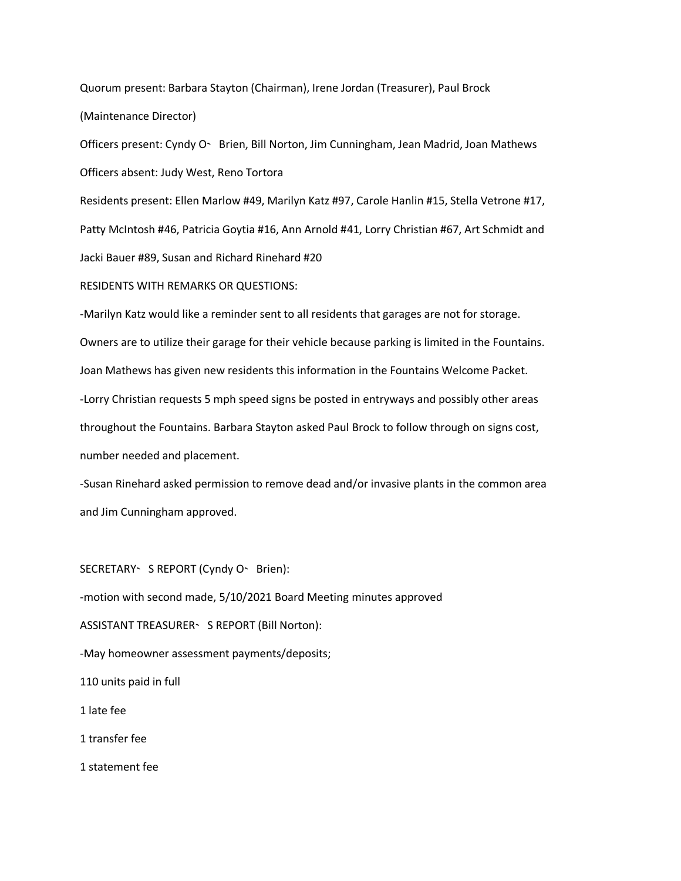Quorum present: Barbara Stayton (Chairman), Irene Jordan (Treasurer), Paul Brock (Maintenance Director)

Officers present: Cyndy O˹ Brien, Bill Norton, Jim Cunningham, Jean Madrid, Joan Mathews

Officers absent: Judy West, Reno Tortora

Residents present: Ellen Marlow #49, Marilyn Katz #97, Carole Hanlin #15, Stella Vetrone #17, Patty McIntosh #46, Patricia Goytia #16, Ann Arnold #41, Lorry Christian #67, Art Schmidt and Jacki Bauer #89, Susan and Richard Rinehard #20

RESIDENTS WITH REMARKS OR QUESTIONS:

-Marilyn Katz would like a reminder sent to all residents that garages are not for storage. Owners are to utilize their garage for their vehicle because parking is limited in the Fountains. Joan Mathews has given new residents this information in the Fountains Welcome Packet.

-Lorry Christian requests 5 mph speed signs be posted in entryways and possibly other areas throughout the Fountains. Barbara Stayton asked Paul Brock to follow through on signs cost, number needed and placement.

-Susan Rinehard asked permission to remove dead and/or invasive plants in the common area and Jim Cunningham approved.

SECRETARY˹ S REPORT (Cyndy O˹ Brien):

-motion with second made, 5/10/2021 Board Meeting minutes approved

ASSISTANT TREASURER˹ S REPORT (Bill Norton):

-May homeowner assessment payments/deposits;

110 units paid in full

1 late fee

1 transfer fee

1 statement fee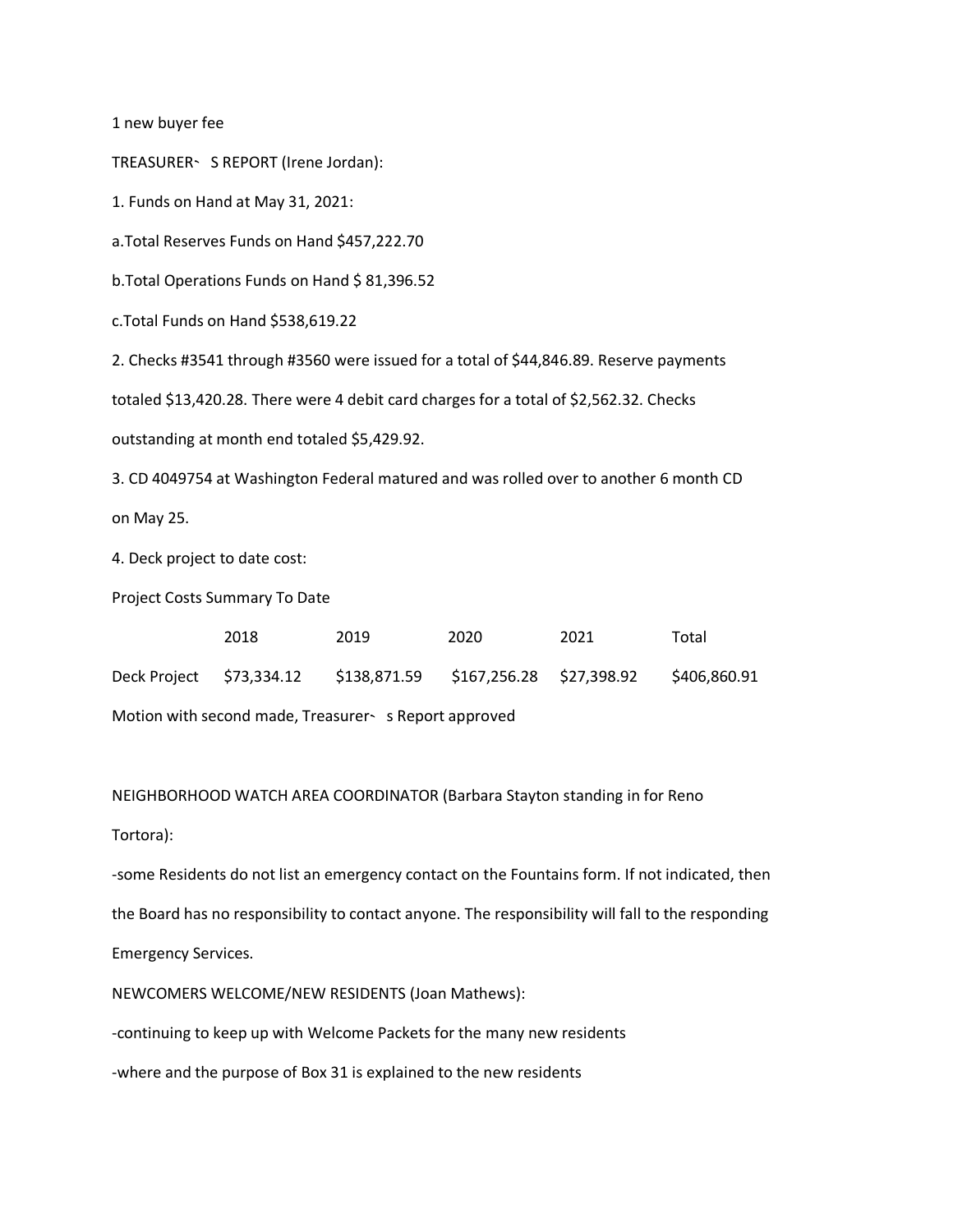1 new buyer fee

TREASURER˵ S REPORT (Irene Jordan):

1. Funds on Hand at May 31, 2021:

a.Total Reserves Funds on Hand $457,222.70

b.Total Operations Funds on Hand $ 81,396.52

c.Total Funds on Hand $538,619.22

2. Checks #3541 through #3560 were issued for a total of $44,846.89. Reserve payments totaled $13,420.28. There were 4 debit card charges for a total of $2,562.32. Checks outstanding at month end totaled $5,429.92.

3. CD 4049754 at Washington Federal matured and was rolled over to another 6 month CD on May 25.

4. Deck project to date cost:

Project Costs Summary To Date

| | 2018 | 2019 | 2020 | 2021 | Total |
|---|---|---|---|---|---|
| Deck Project | $73,334.12 | $138,871.59 | $167,256.28 | $27,398.92 | $406,860.91 |

Motion with second made, Treasurer˵ s Report approved

NEIGHBORHOOD WATCH AREA COORDINATOR (Barbara Stayton standing in for Reno Tortora):

-some Residents do not list an emergency contact on the Fountains form. If not indicated, then the Board has no responsibility to contact anyone. The responsibility will fall to the responding Emergency Services.

NEWCOMERS WELCOME/NEW RESIDENTS (Joan Mathews):

-continuing to keep up with Welcome Packets for the many new residents

-where and the purpose of Box 31 is explained to the new residents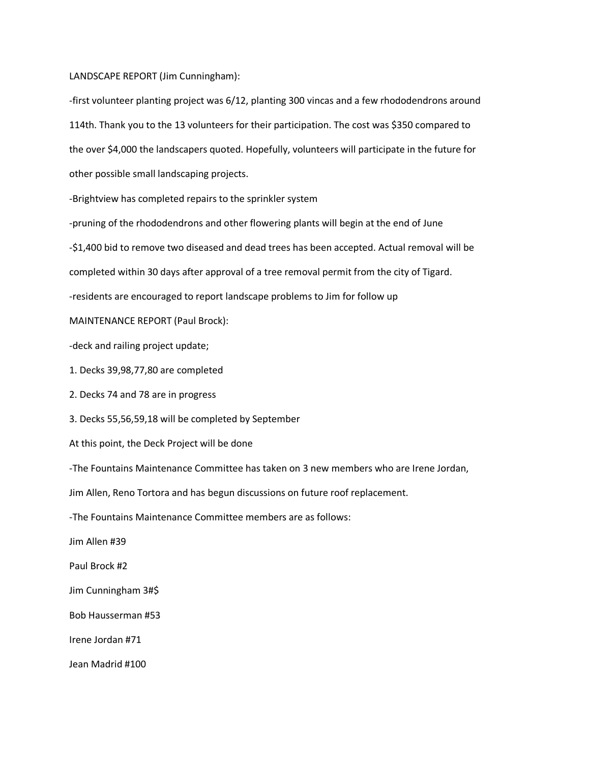LANDSCAPE REPORT (Jim Cunningham):

-first volunteer planting project was 6/12, planting 300 vincas and a few rhododendrons around 114th. Thank you to the 13 volunteers for their participation. The cost was $350 compared to the over $4,000 the landscapers quoted. Hopefully, volunteers will participate in the future for other possible small landscaping projects.

-Brightview has completed repairs to the sprinkler system

-pruning of the rhododendrons and other flowering plants will begin at the end of June

-$1,400 bid to remove two diseased and dead trees has been accepted. Actual removal will be completed within 30 days after approval of a tree removal permit from the city of Tigard.

-residents are encouraged to report landscape problems to Jim for follow up

MAINTENANCE REPORT (Paul Brock):

-deck and railing project update;

1. Decks 39,98,77,80 are completed
2. Decks 74 and 78 are in progress
3. Decks 55,56,59,18 will be completed by September

At this point, the Deck Project will be done

-The Fountains Maintenance Committee has taken on 3 new members who are Irene Jordan, Jim Allen, Reno Tortora and has begun discussions on future roof replacement.

-The Fountains Maintenance Committee members are as follows:

Jim Allen #39

Paul Brock #2

Jim Cunningham 3#$

Bob Hausserman #53

Irene Jordan #71

Jean Madrid #100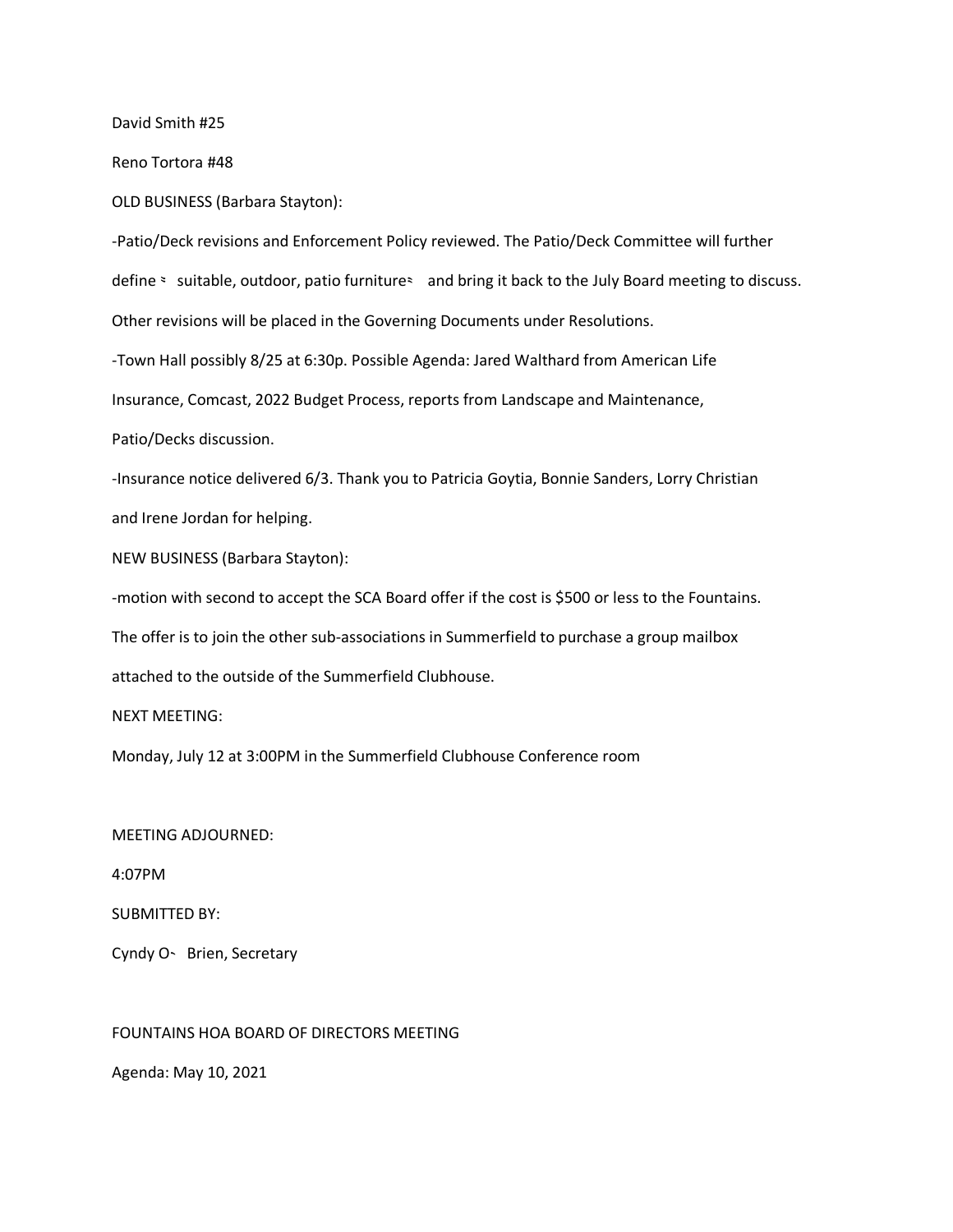David Smith #25

Reno Tortora #48

OLD BUSINESS (Barbara Stayton):

-Patio/Deck revisions and Enforcement Policy reviewed. The Patio/Deck Committee will further define " suitable, outdoor, patio furniture" and bring it back to the July Board meeting to discuss. Other revisions will be placed in the Governing Documents under Resolutions.

-Town Hall possibly 8/25 at 6:30p. Possible Agenda: Jared Walthard from American Life Insurance, Comcast, 2022 Budget Process, reports from Landscape and Maintenance, Patio/Decks discussion.

-Insurance notice delivered 6/3. Thank you to Patricia Goytia, Bonnie Sanders, Lorry Christian and Irene Jordan for helping.

NEW BUSINESS (Barbara Stayton):

-motion with second to accept the SCA Board offer if the cost is $500 or less to the Fountains. The offer is to join the other sub-associations in Summerfield to purchase a group mailbox attached to the outside of the Summerfield Clubhouse.

NEXT MEETING:

Monday, July 12 at 3:00PM in the Summerfield Clubhouse Conference room

MEETING ADJOURNED:

4:07PM

SUBMITTED BY:

Cyndy O' Brien, Secretary

FOUNTAINS HOA BOARD OF DIRECTORS MEETING

Agenda: May 10, 2021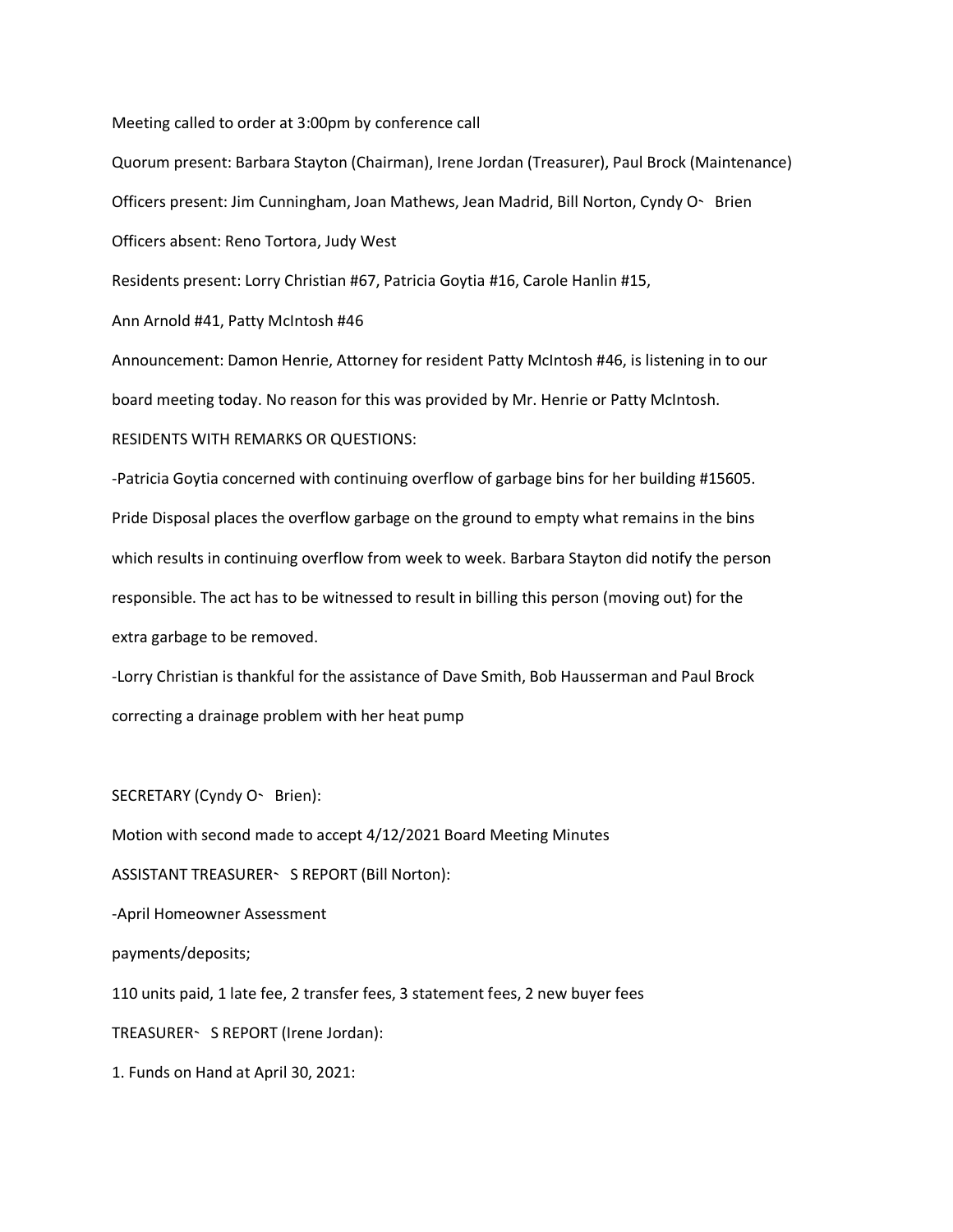Meeting called to order at 3:00pm by conference call

Quorum present: Barbara Stayton (Chairman), Irene Jordan (Treasurer), Paul Brock (Maintenance)

Officers present: Jim Cunningham, Joan Mathews, Jean Madrid, Bill Norton, Cyndy O˷ Brien

Officers absent: Reno Tortora, Judy West

Residents present: Lorry Christian #67, Patricia Goytia #16, Carole Hanlin #15,

Ann Arnold #41, Patty McIntosh #46

Announcement: Damon Henrie, Attorney for resident Patty McIntosh #46, is listening in to our board meeting today. No reason for this was provided by Mr. Henrie or Patty McIntosh.

RESIDENTS WITH REMARKS OR QUESTIONS:

-Patricia Goytia concerned with continuing overflow of garbage bins for her building #15605. Pride Disposal places the overflow garbage on the ground to empty what remains in the bins which results in continuing overflow from week to week. Barbara Stayton did notify the person responsible. The act has to be witnessed to result in billing this person (moving out) for the extra garbage to be removed.

-Lorry Christian is thankful for the assistance of Dave Smith, Bob Hausserman and Paul Brock correcting a drainage problem with her heat pump

SECRETARY (Cyndy O˷ Brien):

Motion with second made to accept 4/12/2021 Board Meeting Minutes

ASSISTANT TREASURER˷ S REPORT (Bill Norton):

-April Homeowner Assessment

payments/deposits;

110 units paid, 1 late fee, 2 transfer fees, 3 statement fees, 2 new buyer fees

TREASURER˷ S REPORT (Irene Jordan):

1. Funds on Hand at April 30, 2021: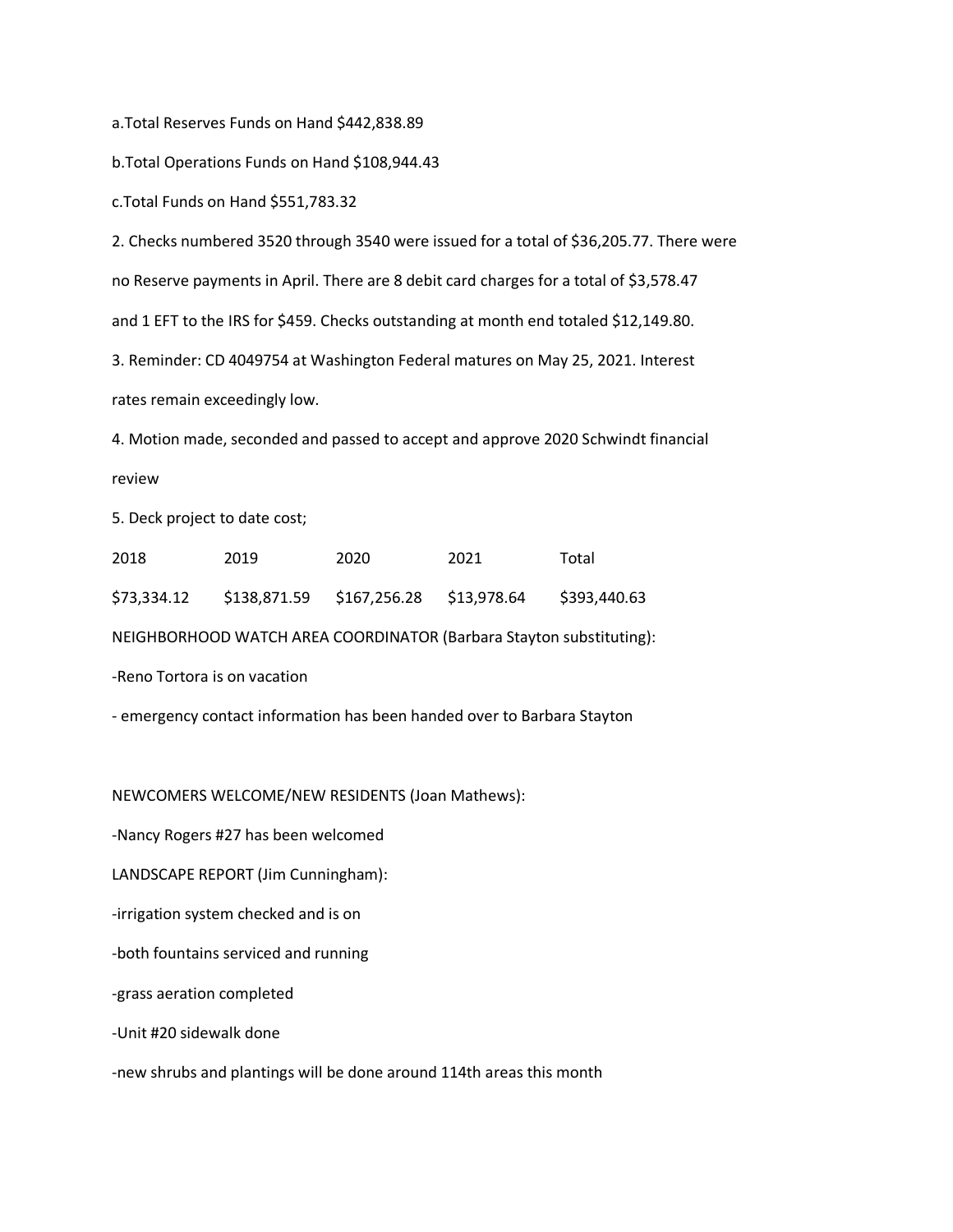a.Total Reserves Funds on Hand $442,838.89

b.Total Operations Funds on Hand $108,944.43

c.Total Funds on Hand $551,783.32

2. Checks numbered 3520 through 3540 were issued for a total of $36,205.77. There were no Reserve payments in April. There are 8 debit card charges for a total of $3,578.47 and 1 EFT to the IRS for $459. Checks outstanding at month end totaled $12,149.80.

3. Reminder: CD 4049754 at Washington Federal matures on May 25, 2021. Interest rates remain exceedingly low.

4. Motion made, seconded and passed to accept and approve 2020 Schwindt financial review

5. Deck project to date cost;

| 2018 | 2019 | 2020 | 2021 | Total |
| --- | --- | --- | --- | --- |
| $73,334.12 | $138,871.59 | $167,256.28 | $13,978.64 | $393,440.63 |

NEIGHBORHOOD WATCH AREA COORDINATOR (Barbara Stayton substituting):

-Reno Tortora is on vacation

- emergency contact information has been handed over to Barbara Stayton

NEWCOMERS WELCOME/NEW RESIDENTS (Joan Mathews):

-Nancy Rogers #27 has been welcomed

LANDSCAPE REPORT (Jim Cunningham):

-irrigation system checked and is on

-both fountains serviced and running

-grass aeration completed

-Unit #20 sidewalk done

-new shrubs and plantings will be done around 114th areas this month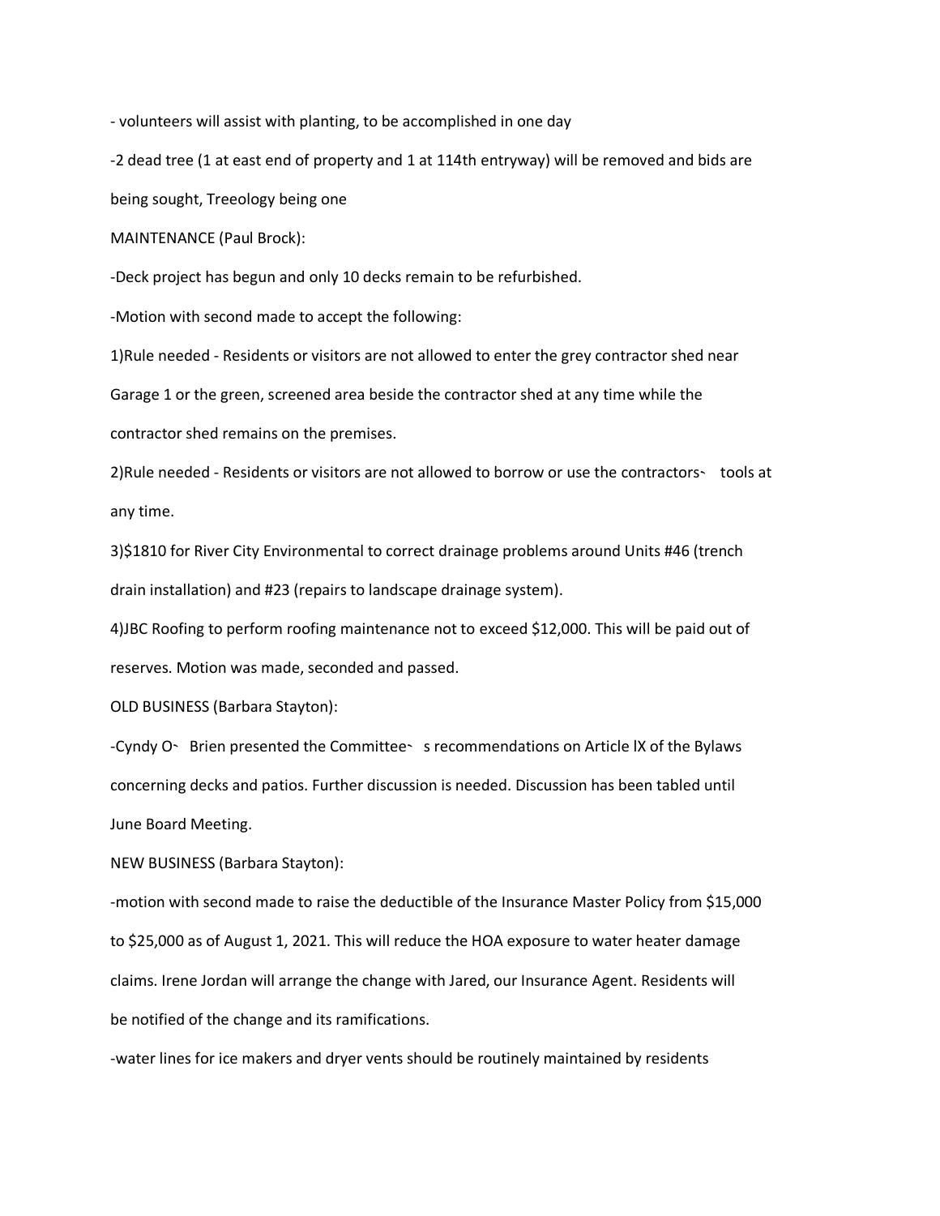- volunteers will assist with planting, to be accomplished in one day

-2 dead tree (1 at east end of property and 1 at 114th entryway) will be removed and bids are being sought, Treeology being one

MAINTENANCE (Paul Brock):

-Deck project has begun and only 10 decks remain to be refurbished.

-Motion with second made to accept the following:

1)Rule needed - Residents or visitors are not allowed to enter the grey contractor shed near Garage 1 or the green, screened area beside the contractor shed at any time while the contractor shed remains on the premises.

2)Rule needed - Residents or visitors are not allowed to borrow or use the contractors' tools at any time.

3)$1810 for River City Environmental to correct drainage problems around Units #46 (trench drain installation) and #23 (repairs to landscape drainage system).

4)JBC Roofing to perform roofing maintenance not to exceed $12,000. This will be paid out of reserves. Motion was made, seconded and passed.

OLD BUSINESS (Barbara Stayton):

-Cyndy O'Brien presented the Committee's recommendations on Article lX of the Bylaws concerning decks and patios. Further discussion is needed. Discussion has been tabled until June Board Meeting.

NEW BUSINESS (Barbara Stayton):

-motion with second made to raise the deductible of the Insurance Master Policy from $15,000 to $25,000 as of August 1, 2021. This will reduce the HOA exposure to water heater damage claims. Irene Jordan will arrange the change with Jared, our Insurance Agent. Residents will be notified of the change and its ramifications.

-water lines for ice makers and dryer vents should be routinely maintained by residents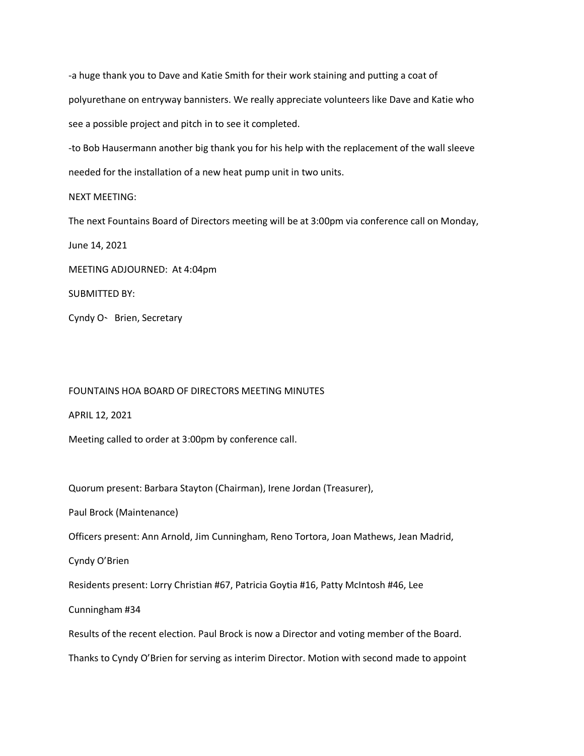-a huge thank you to Dave and Katie Smith for their work staining and putting a coat of polyurethane on entryway bannisters. We really appreciate volunteers like Dave and Katie who see a possible project and pitch in to see it completed.

-to Bob Hausermann another big thank you for his help with the replacement of the wall sleeve needed for the installation of a new heat pump unit in two units.

NEXT MEETING:

The next Fountains Board of Directors meeting will be at 3:00pm via conference call on Monday, June 14, 2021

MEETING ADJOURNED: At 4:04pm

SUBMITTED BY:

Cyndy O' Brien, Secretary

FOUNTAINS HOA BOARD OF DIRECTORS MEETING MINUTES

APRIL 12, 2021

Meeting called to order at 3:00pm by conference call.

Quorum present: Barbara Stayton (Chairman), Irene Jordan (Treasurer), Paul Brock (Maintenance)

Officers present: Ann Arnold, Jim Cunningham, Reno Tortora, Joan Mathews, Jean Madrid, Cyndy O'Brien

Residents present: Lorry Christian #67, Patricia Goytia #16, Patty McIntosh #46, Lee Cunningham #34

Results of the recent election. Paul Brock is now a Director and voting member of the Board.

Thanks to Cyndy O'Brien for serving as interim Director. Motion with second made to appoint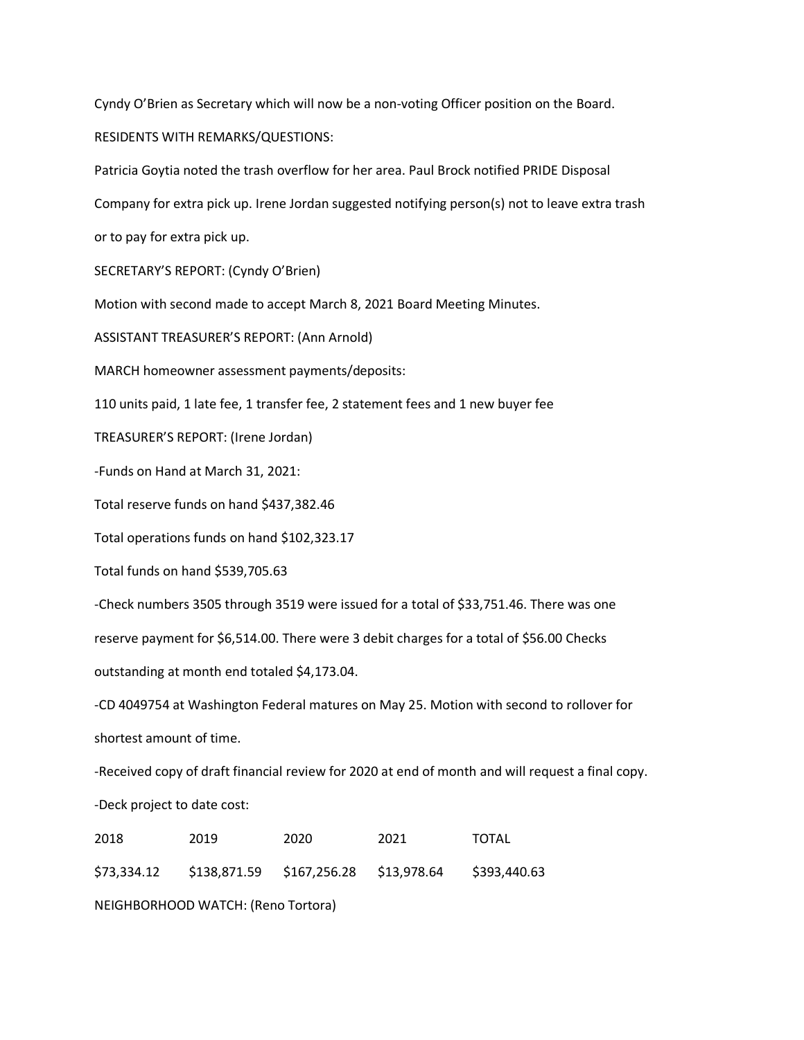Cyndy O'Brien as Secretary which will now be a non-voting Officer position on the Board.

RESIDENTS WITH REMARKS/QUESTIONS:

Patricia Goytia noted the trash overflow for her area. Paul Brock notified PRIDE Disposal Company for extra pick up. Irene Jordan suggested notifying person(s) not to leave extra trash or to pay for extra pick up.

SECRETARY'S REPORT: (Cyndy O'Brien)

Motion with second made to accept March 8, 2021 Board Meeting Minutes.

ASSISTANT TREASURER'S REPORT: (Ann Arnold)

MARCH homeowner assessment payments/deposits:

110 units paid, 1 late fee, 1 transfer fee, 2 statement fees and 1 new buyer fee

TREASURER'S REPORT: (Irene Jordan)

-Funds on Hand at March 31, 2021:

Total reserve funds on hand $437,382.46

Total operations funds on hand $102,323.17

Total funds on hand $539,705.63

-Check numbers 3505 through 3519 were issued for a total of $33,751.46. There was one reserve payment for $6,514.00. There were 3 debit charges for a total of $56.00 Checks outstanding at month end totaled $4,173.04.

-CD 4049754 at Washington Federal matures on May 25. Motion with second to rollover for shortest amount of time.

-Received copy of draft financial review for 2020 at end of month and will request a final copy.

-Deck project to date cost:

| 2018 | 2019 | 2020 | 2021 | TOTAL |
|---|---|---|---|---|
| $73,334.12 | $138,871.59 | $167,256.28 | $13,978.64 | $393,440.63 |

NEIGHBORHOOD WATCH: (Reno Tortora)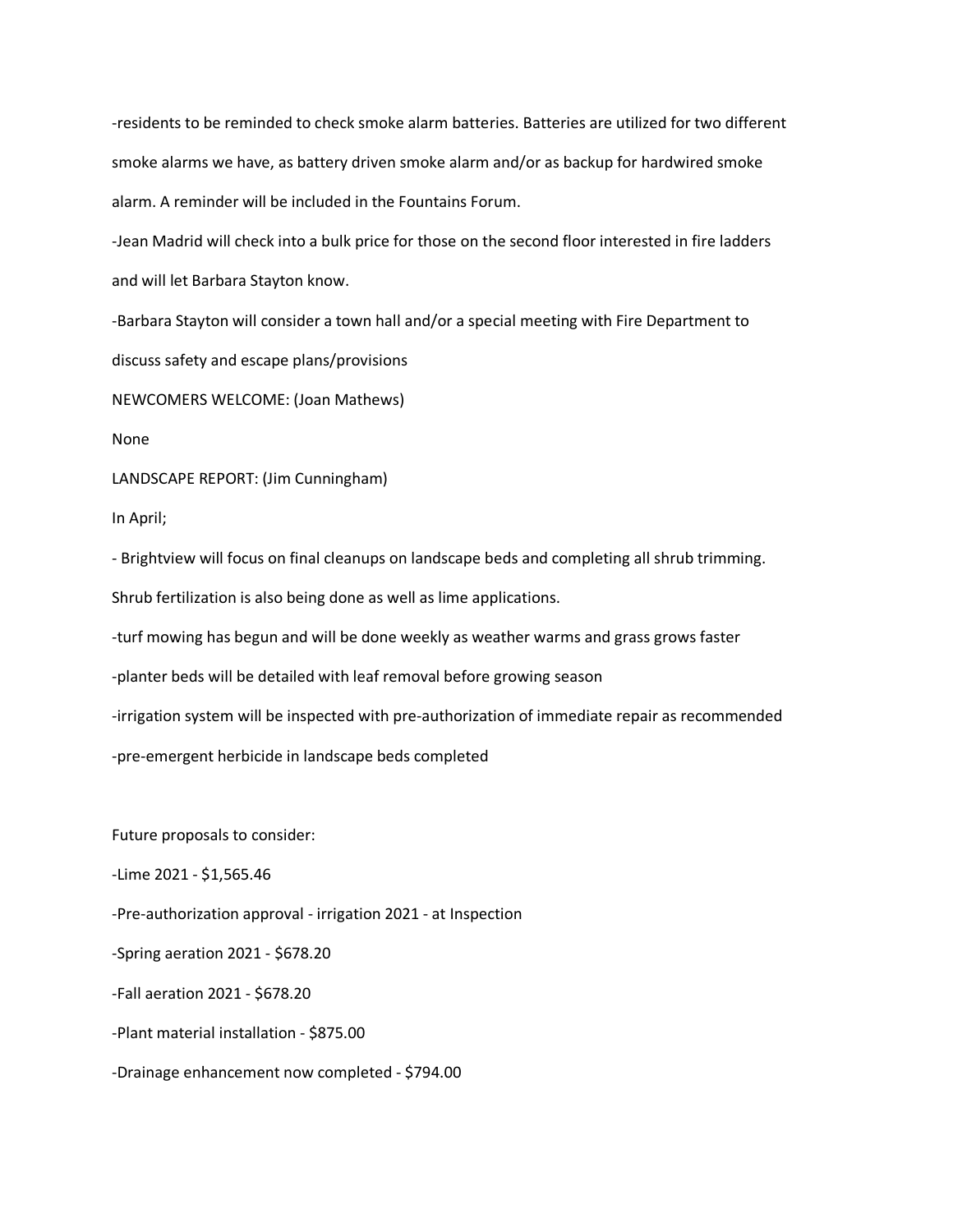-residents to be reminded to check smoke alarm batteries. Batteries are utilized for two different smoke alarms we have, as battery driven smoke alarm and/or as backup for hardwired smoke alarm. A reminder will be included in the Fountains Forum.

-Jean Madrid will check into a bulk price for those on the second floor interested in fire ladders and will let Barbara Stayton know.

-Barbara Stayton will consider a town hall and/or a special meeting with Fire Department to discuss safety and escape plans/provisions

NEWCOMERS WELCOME: (Joan Mathews)

None

LANDSCAPE REPORT: (Jim Cunningham)

In April;

- Brightview will focus on final cleanups on landscape beds and completing all shrub trimming. Shrub fertilization is also being done as well as lime applications.

-turf mowing has begun and will be done weekly as weather warms and grass grows faster

-planter beds will be detailed with leaf removal before growing season

-irrigation system will be inspected with pre-authorization of immediate repair as recommended

-pre-emergent herbicide in landscape beds completed

Future proposals to consider:

-Lime 2021 - $1,565.46

-Pre-authorization approval - irrigation 2021 - at Inspection

-Spring aeration 2021 - $678.20

-Fall aeration 2021 - $678.20

-Plant material installation - $875.00

-Drainage enhancement now completed - $794.00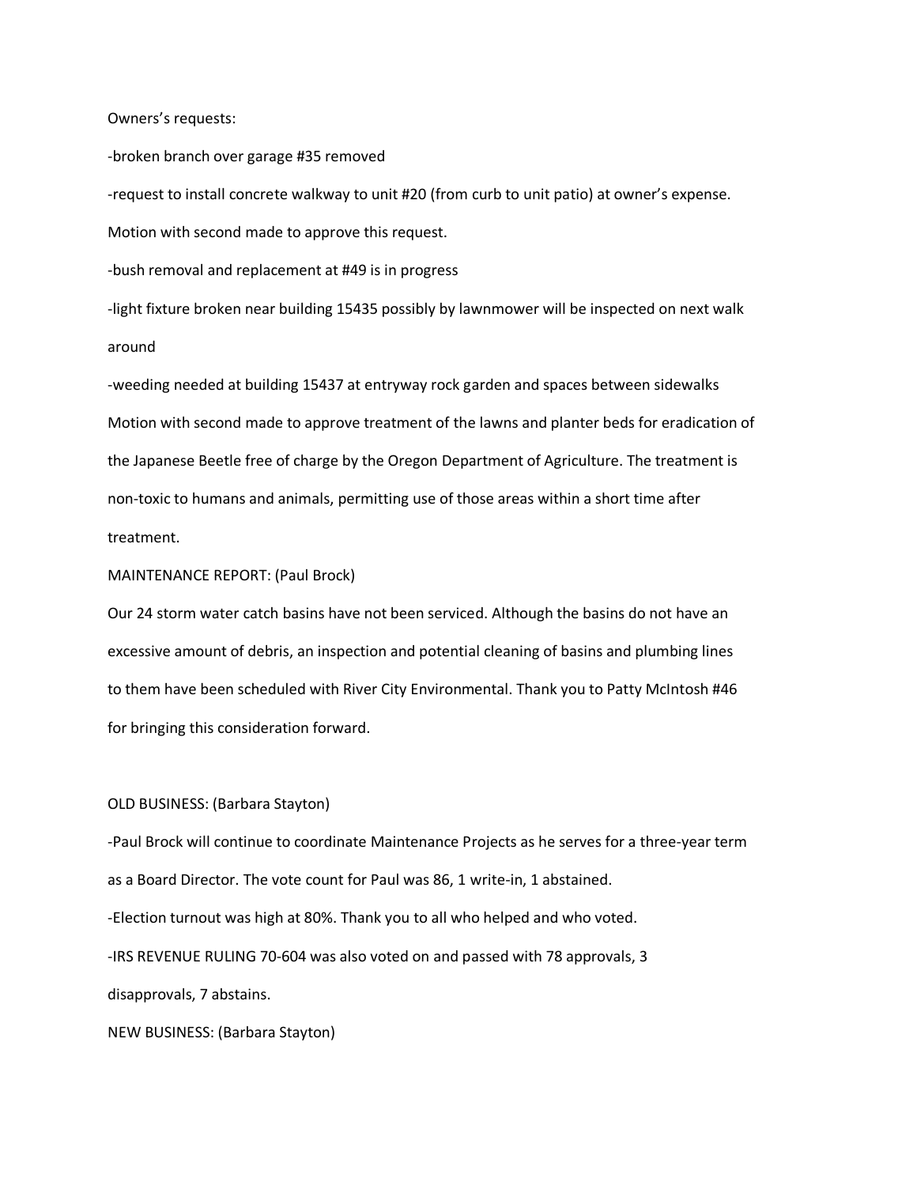Owners's requests:

-broken branch over garage #35 removed

-request to install concrete walkway to unit #20 (from curb to unit patio) at owner's expense.

Motion with second made to approve this request.

-bush removal and replacement at #49 is in progress

-light fixture broken near building 15435 possibly by lawnmower will be inspected on next walk around

-weeding needed at building 15437 at entryway rock garden and spaces between sidewalks

Motion with second made to approve treatment of the lawns and planter beds for eradication of the Japanese Beetle free of charge by the Oregon Department of Agriculture. The treatment is non-toxic to humans and animals, permitting use of those areas within a short time after treatment.

MAINTENANCE REPORT: (Paul Brock)

Our 24 storm water catch basins have not been serviced. Although the basins do not have an excessive amount of debris, an inspection and potential cleaning of basins and plumbing lines to them have been scheduled with River City Environmental. Thank you to Patty McIntosh #46 for bringing this consideration forward.

OLD BUSINESS: (Barbara Stayton)

-Paul Brock will continue to coordinate Maintenance Projects as he serves for a three-year term as a Board Director. The vote count for Paul was 86, 1 write-in, 1 abstained.

-Election turnout was high at 80%. Thank you to all who helped and who voted.

-IRS REVENUE RULING 70-604 was also voted on and passed with 78 approvals, 3 disapprovals, 7 abstains.

NEW BUSINESS: (Barbara Stayton)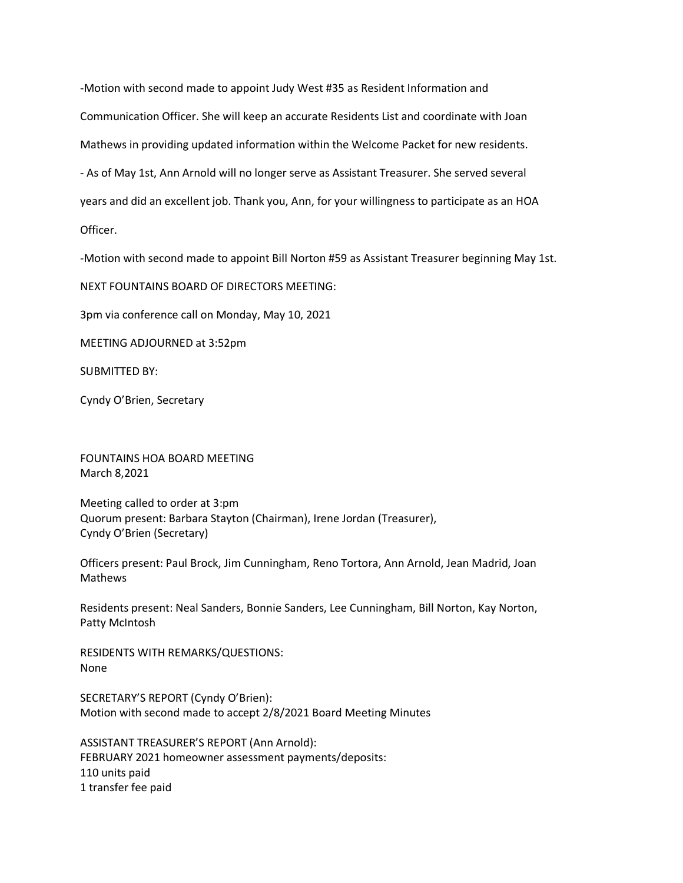-Motion with second made to appoint Judy West #35 as Resident Information and Communication Officer. She will keep an accurate Residents List and coordinate with Joan Mathews in providing updated information within the Welcome Packet for new residents.

- As of May 1st, Ann Arnold will no longer serve as Assistant Treasurer. She served several years and did an excellent job. Thank you, Ann, for your willingness to participate as an HOA Officer.

-Motion with second made to appoint Bill Norton #59 as Assistant Treasurer beginning May 1st.

NEXT FOUNTAINS BOARD OF DIRECTORS MEETING:

3pm via conference call on Monday, May 10, 2021

MEETING ADJOURNED at 3:52pm

SUBMITTED BY:

Cyndy O'Brien, Secretary

FOUNTAINS HOA BOARD MEETING
March 8,2021

Meeting called to order at 3:pm
Quorum present: Barbara Stayton (Chairman), Irene Jordan (Treasurer), Cyndy O'Brien (Secretary)

Officers present: Paul Brock, Jim Cunningham, Reno Tortora, Ann Arnold, Jean Madrid, Joan Mathews

Residents present: Neal Sanders, Bonnie Sanders, Lee Cunningham, Bill Norton, Kay Norton, Patty McIntosh

RESIDENTS WITH REMARKS/QUESTIONS:
None

SECRETARY'S REPORT (Cyndy O'Brien):
Motion with second made to accept 2/8/2021 Board Meeting Minutes

ASSISTANT TREASURER'S REPORT (Ann Arnold):
FEBRUARY 2021 homeowner assessment payments/deposits:
110 units paid
1 transfer fee paid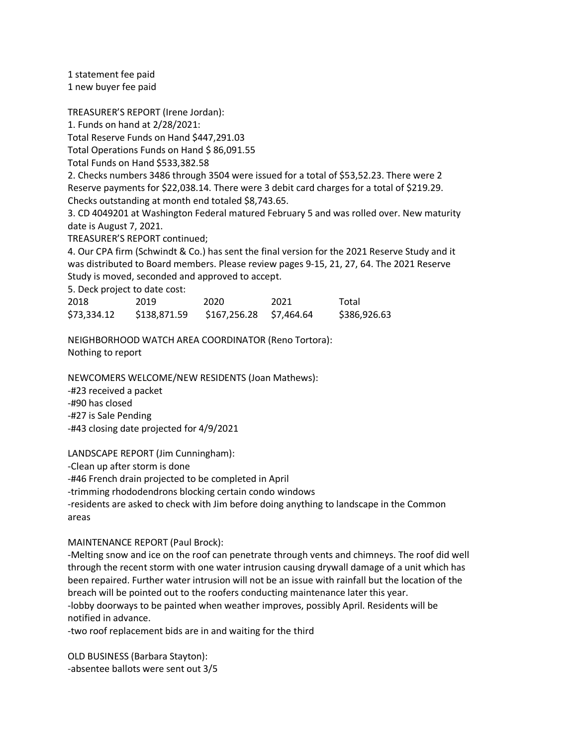1 statement fee paid
1 new buyer fee paid

TREASURER'S REPORT (Irene Jordan):
1. Funds on hand at 2/28/2021:
Total Reserve Funds on Hand $447,291.03
Total Operations Funds on Hand $ 86,091.55
Total Funds on Hand $533,382.58
2. Checks numbers 3486 through 3504 were issued for a total of $53,52.23. There were 2 Reserve payments for $22,038.14. There were 3 debit card charges for a total of $219.29. Checks outstanding at month end totaled $8,743.65.
3. CD 4049201 at Washington Federal matured February 5 and was rolled over. New maturity date is August 7, 2021.
TREASURER'S REPORT continued;
4. Our CPA firm (Schwindt & Co.) has sent the final version for the 2021 Reserve Study and it was distributed to Board members. Please review pages 9-15, 21, 27, 64. The 2021 Reserve Study is moved, seconded and approved to accept.
5. Deck project to date cost:

| 2018 | 2019 | 2020 | 2021 | Total |
|---|---|---|---|---|
| $73,334.12 | $138,871.59 | $167,256.28 | $7,464.64 | $386,926.63 |

NEIGHBORHOOD WATCH AREA COORDINATOR (Reno Tortora):
Nothing to report

NEWCOMERS WELCOME/NEW RESIDENTS (Joan Mathews):
-#23 received a packet
-#90 has closed
-#27 is Sale Pending
-#43 closing date projected for 4/9/2021

LANDSCAPE REPORT (Jim Cunningham):
-Clean up after storm is done
-#46 French drain projected to be completed in April
-trimming rhododendrons blocking certain condo windows
-residents are asked to check with Jim before doing anything to landscape in the Common areas

MAINTENANCE REPORT (Paul Brock):
-Melting snow and ice on the roof can penetrate through vents and chimneys. The roof did well through the recent storm with one water intrusion causing drywall damage of a unit which has been repaired. Further water intrusion will not be an issue with rainfall but the location of the breach will be pointed out to the roofers conducting maintenance later this year.
-lobby doorways to be painted when weather improves, possibly April. Residents will be notified in advance.
-two roof replacement bids are in and waiting for the third

OLD BUSINESS (Barbara Stayton):
-absentee ballots were sent out 3/5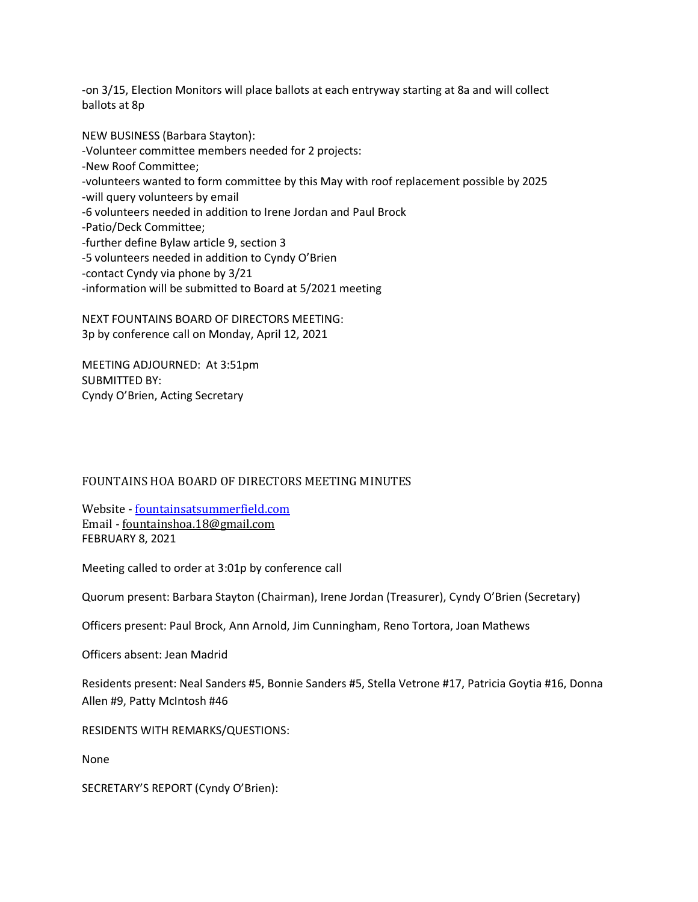-on 3/15, Election Monitors will place ballots at each entryway starting at 8a and will collect ballots at 8p

NEW BUSINESS (Barbara Stayton):
-Volunteer committee members needed for 2 projects:
-New Roof Committee;
-volunteers wanted to form committee by this May with roof replacement possible by 2025
-will query volunteers by email
-6 volunteers needed in addition to Irene Jordan and Paul Brock
-Patio/Deck Committee;
-further define Bylaw article 9, section 3
-5 volunteers needed in addition to Cyndy O'Brien
-contact Cyndy via phone by 3/21
-information will be submitted to Board at 5/2021 meeting

NEXT FOUNTAINS BOARD OF DIRECTORS MEETING:
3p by conference call on Monday, April 12, 2021

MEETING ADJOURNED: At 3:51pm
SUBMITTED BY:
Cyndy O'Brien, Acting Secretary

## FOUNTAINS HOA BOARD OF DIRECTORS MEETING MINUTES

Website - [fountainsatsummerfield.com](http://fountainsatsummerfield.com)
Email - fountainshoa.18@gmail.com
FEBRUARY 8, 2021

Meeting called to order at 3:01p by conference call

Quorum present: Barbara Stayton (Chairman), Irene Jordan (Treasurer), Cyndy O'Brien (Secretary)

Officers present: Paul Brock, Ann Arnold, Jim Cunningham, Reno Tortora, Joan Mathews

Officers absent: Jean Madrid

Residents present: Neal Sanders #5, Bonnie Sanders #5, Stella Vetrone #17, Patricia Goytia #16, Donna Allen #9, Patty McIntosh #46

RESIDENTS WITH REMARKS/QUESTIONS:

None

SECRETARY'S REPORT (Cyndy O'Brien):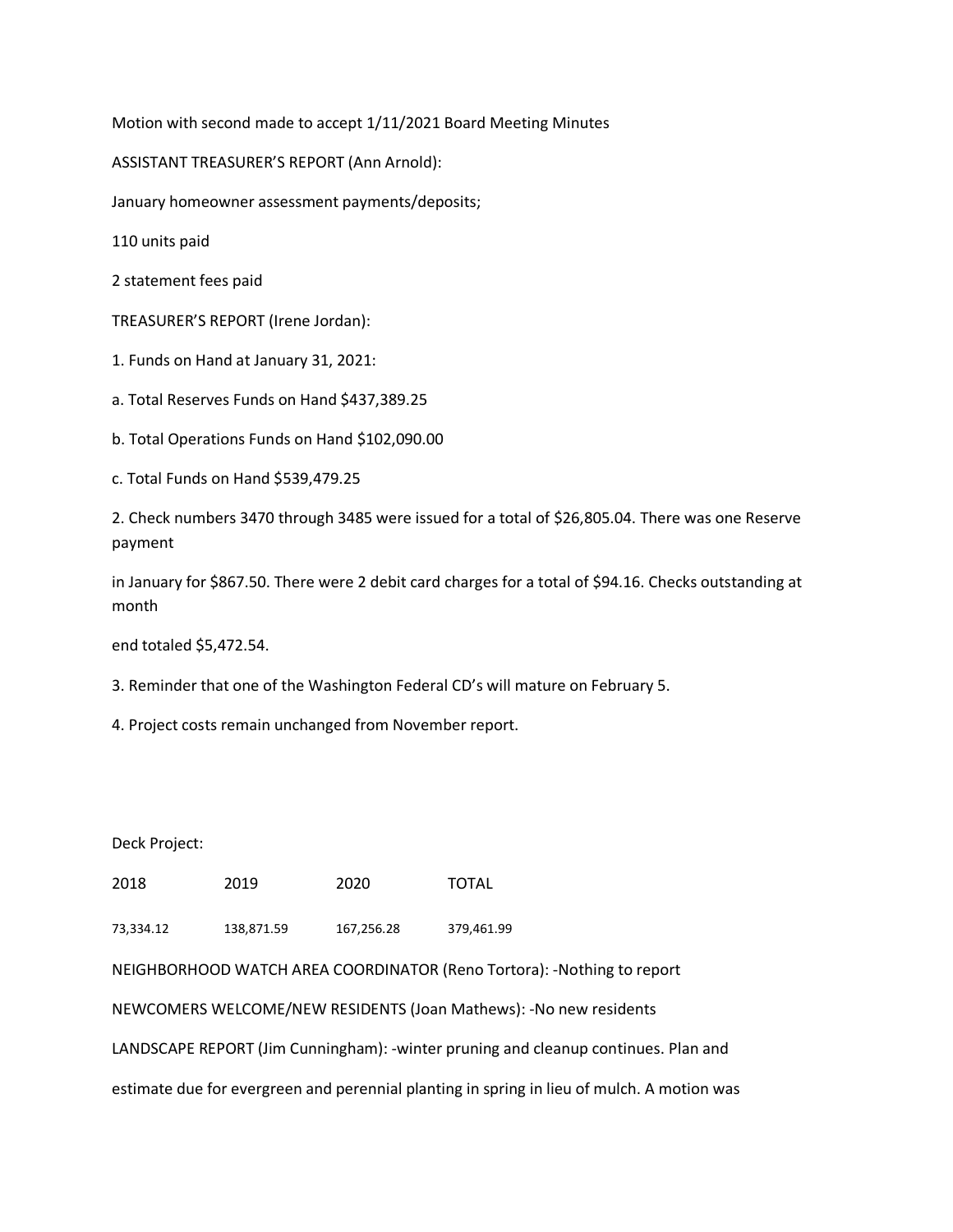Motion with second made to accept 1/11/2021 Board Meeting Minutes

ASSISTANT TREASURER'S REPORT (Ann Arnold):

January homeowner assessment payments/deposits;

110 units paid

2 statement fees paid

TREASURER'S REPORT (Irene Jordan):

1. Funds on Hand at January 31, 2021:

a. Total Reserves Funds on Hand $437,389.25

b. Total Operations Funds on Hand $102,090.00

c. Total Funds on Hand $539,479.25

2. Check numbers 3470 through 3485 were issued for a total of $26,805.04. There was one Reserve payment in January for $867.50. There were 2 debit card charges for a total of $94.16. Checks outstanding at month end totaled $5,472.54.

3. Reminder that one of the Washington Federal CD's will mature on February 5.

4. Project costs remain unchanged from November report.

Deck Project:

| 2018 | 2019 | 2020 | TOTAL |
|---|---|---|---|
| 73,334.12 | 138,871.59 | 167,256.28 | 379,461.99 |

NEIGHBORHOOD WATCH AREA COORDINATOR (Reno Tortora): -Nothing to report

NEWCOMERS WELCOME/NEW RESIDENTS (Joan Mathews): -No new residents

LANDSCAPE REPORT (Jim Cunningham): -winter pruning and cleanup continues. Plan and estimate due for evergreen and perennial planting in spring in lieu of mulch. A motion was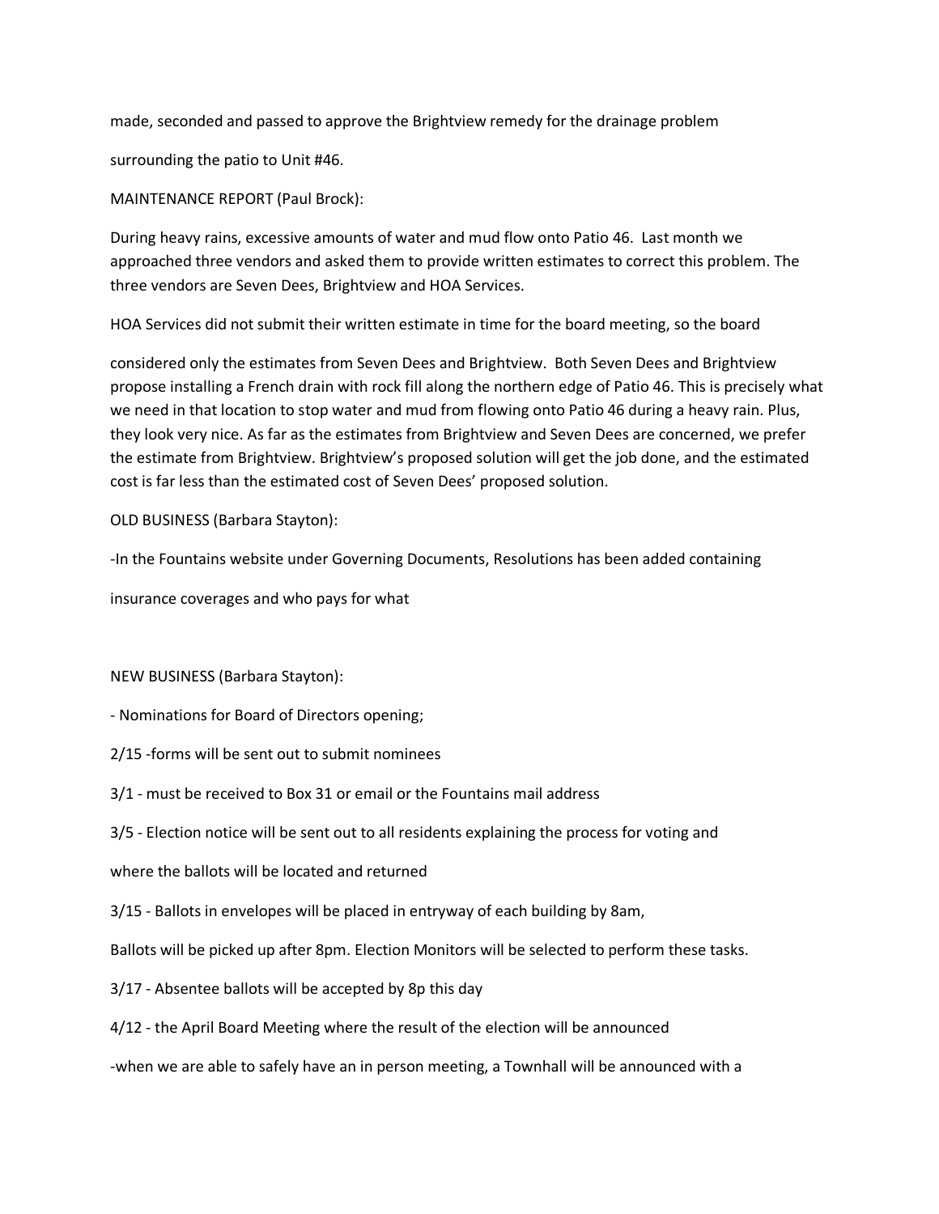made, seconded and passed to approve the Brightview remedy for the drainage problem

surrounding the patio to Unit #46.

MAINTENANCE REPORT (Paul Brock):

During heavy rains, excessive amounts of water and mud flow onto Patio 46. Last month we approached three vendors and asked them to provide written estimates to correct this problem. The three vendors are Seven Dees, Brightview and HOA Services.

HOA Services did not submit their written estimate in time for the board meeting, so the board

considered only the estimates from Seven Dees and Brightview. Both Seven Dees and Brightview propose installing a French drain with rock fill along the northern edge of Patio 46. This is precisely what we need in that location to stop water and mud from flowing onto Patio 46 during a heavy rain. Plus, they look very nice. As far as the estimates from Brightview and Seven Dees are concerned, we prefer the estimate from Brightview. Brightview's proposed solution will get the job done, and the estimated cost is far less than the estimated cost of Seven Dees' proposed solution.

OLD BUSINESS (Barbara Stayton):

-In the Fountains website under Governing Documents, Resolutions has been added containing

insurance coverages and who pays for what

NEW BUSINESS (Barbara Stayton):

- Nominations for Board of Directors opening;

2/15 -forms will be sent out to submit nominees

3/1 - must be received to Box 31 or email or the Fountains mail address

3/5 - Election notice will be sent out to all residents explaining the process for voting and

where the ballots will be located and returned

3/15 - Ballots in envelopes will be placed in entryway of each building by 8am,

Ballots will be picked up after 8pm. Election Monitors will be selected to perform these tasks.

3/17 - Absentee ballots will be accepted by 8p this day

4/12 - the April Board Meeting where the result of the election will be announced

-when we are able to safely have an in person meeting, a Townhall will be announced with a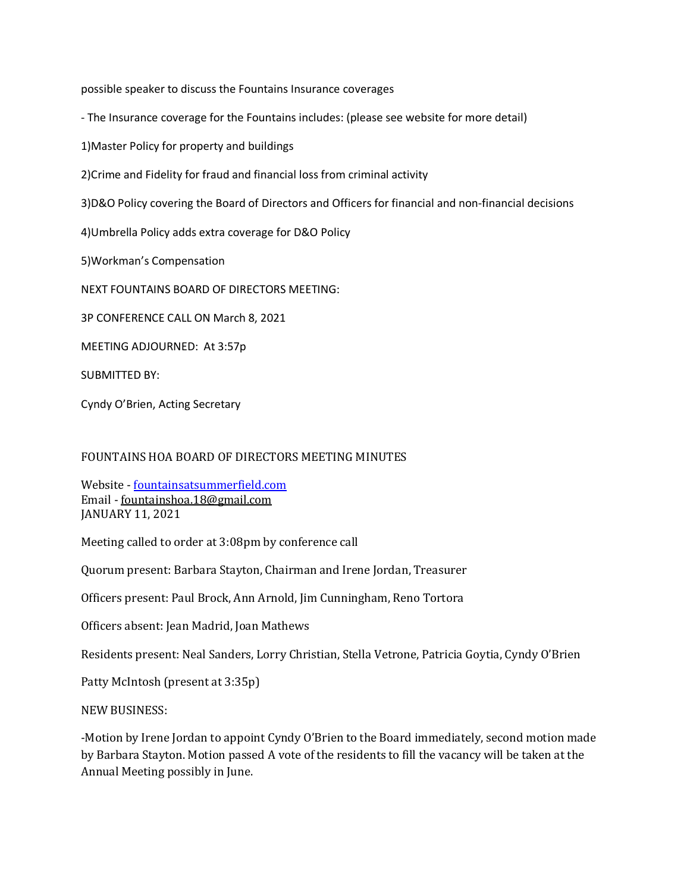possible speaker to discuss the Fountains Insurance coverages

- The Insurance coverage for the Fountains includes: (please see website for more detail)

1)Master Policy for property and buildings

2)Crime and Fidelity for fraud and financial loss from criminal activity

3)D&O Policy covering the Board of Directors and Officers for financial and non-financial decisions

4)Umbrella Policy adds extra coverage for D&O Policy

5)Workman's Compensation

NEXT FOUNTAINS BOARD OF DIRECTORS MEETING:

3P CONFERENCE CALL ON March 8, 2021

MEETING ADJOURNED: At 3:57p

SUBMITTED BY:

Cyndy O'Brien, Acting Secretary

# FOUNTAINS HOA BOARD OF DIRECTORS MEETING MINUTES

Website - [fountainsatsummerfield.com](fountainsatsummerfield.com)
Email - fountainshoa.18@gmail.com
JANUARY 11, 2021

Meeting called to order at 3:08pm by conference call

Quorum present: Barbara Stayton, Chairman and Irene Jordan, Treasurer

Officers present: Paul Brock, Ann Arnold, Jim Cunningham, Reno Tortora

Officers absent: Jean Madrid, Joan Mathews

Residents present: Neal Sanders, Lorry Christian, Stella Vetrone, Patricia Goytia, Cyndy O'Brien

Patty McIntosh (present at 3:35p)

NEW BUSINESS:

-Motion by Irene Jordan to appoint Cyndy O'Brien to the Board immediately, second motion made by Barbara Stayton. Motion passed A vote of the residents to fill the vacancy will be taken at the Annual Meeting possibly in June.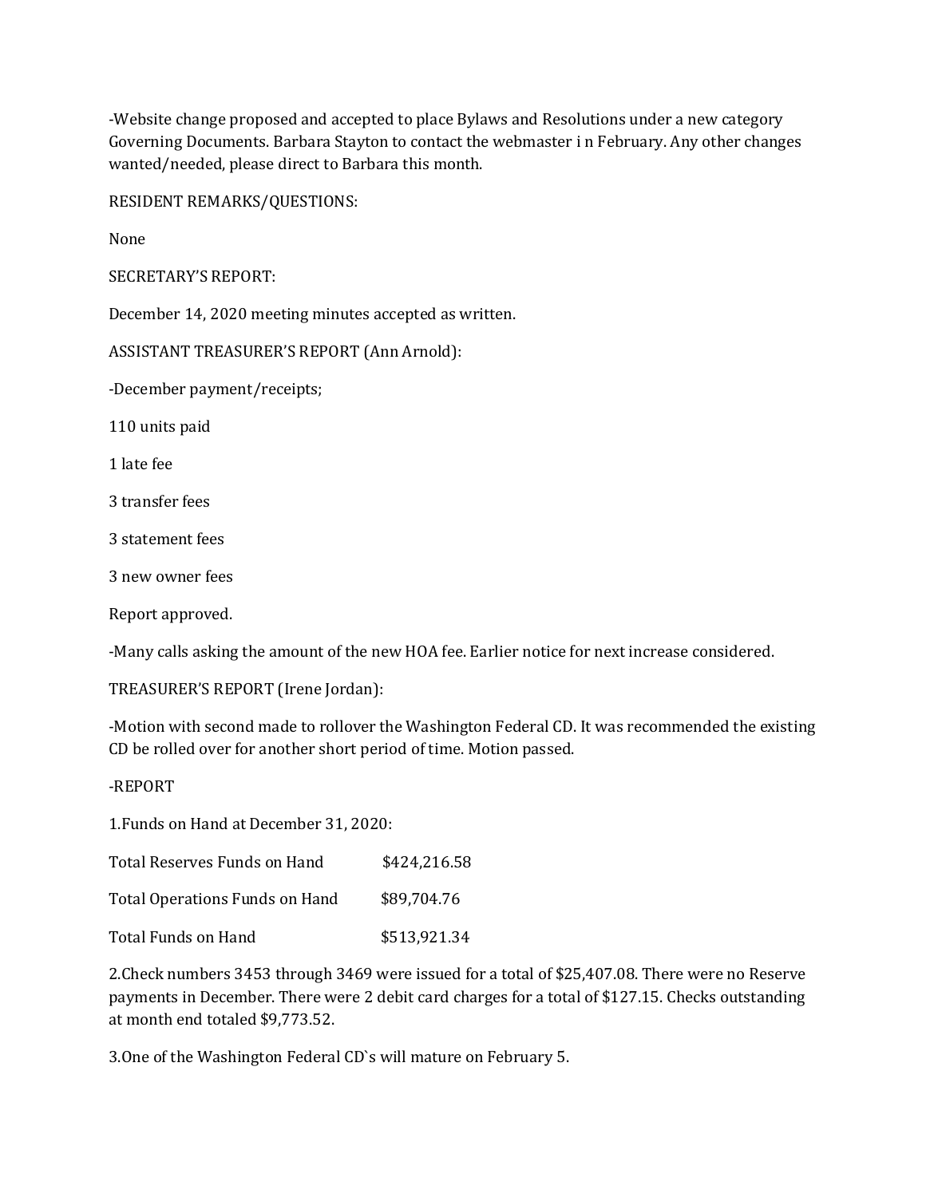-Website change proposed and accepted to place Bylaws and Resolutions under a new category Governing Documents. Barbara Stayton to contact the webmaster i n February. Any other changes wanted/needed, please direct to Barbara this month.

RESIDENT REMARKS/QUESTIONS:

None

SECRETARY'S REPORT:

December 14, 2020 meeting minutes accepted as written.

ASSISTANT TREASURER'S REPORT (Ann Arnold):

-December payment/receipts;

110 units paid

1 late fee

3 transfer fees

3 statement fees

3 new owner fees

Report approved.

-Many calls asking the amount of the new HOA fee. Earlier notice for next increase considered.

TREASURER'S REPORT (Irene Jordan):

-Motion with second made to rollover the Washington Federal CD. It was recommended the existing CD be rolled over for another short period of time. Motion passed.

-REPORT

1.Funds on Hand at December 31, 2020:

| | |
|---|---|
| Total Reserves Funds on Hand | $424,216.58 |
| Total Operations Funds on Hand | $89,704.76 |
| Total Funds on Hand | $513,921.34 |

2.Check numbers 3453 through 3469 were issued for a total of $25,407.08. There were no Reserve payments in December. There were 2 debit card charges for a total of $127.15. Checks outstanding at month end totaled $9,773.52.

3.One of the Washington Federal CD`s will mature on February 5.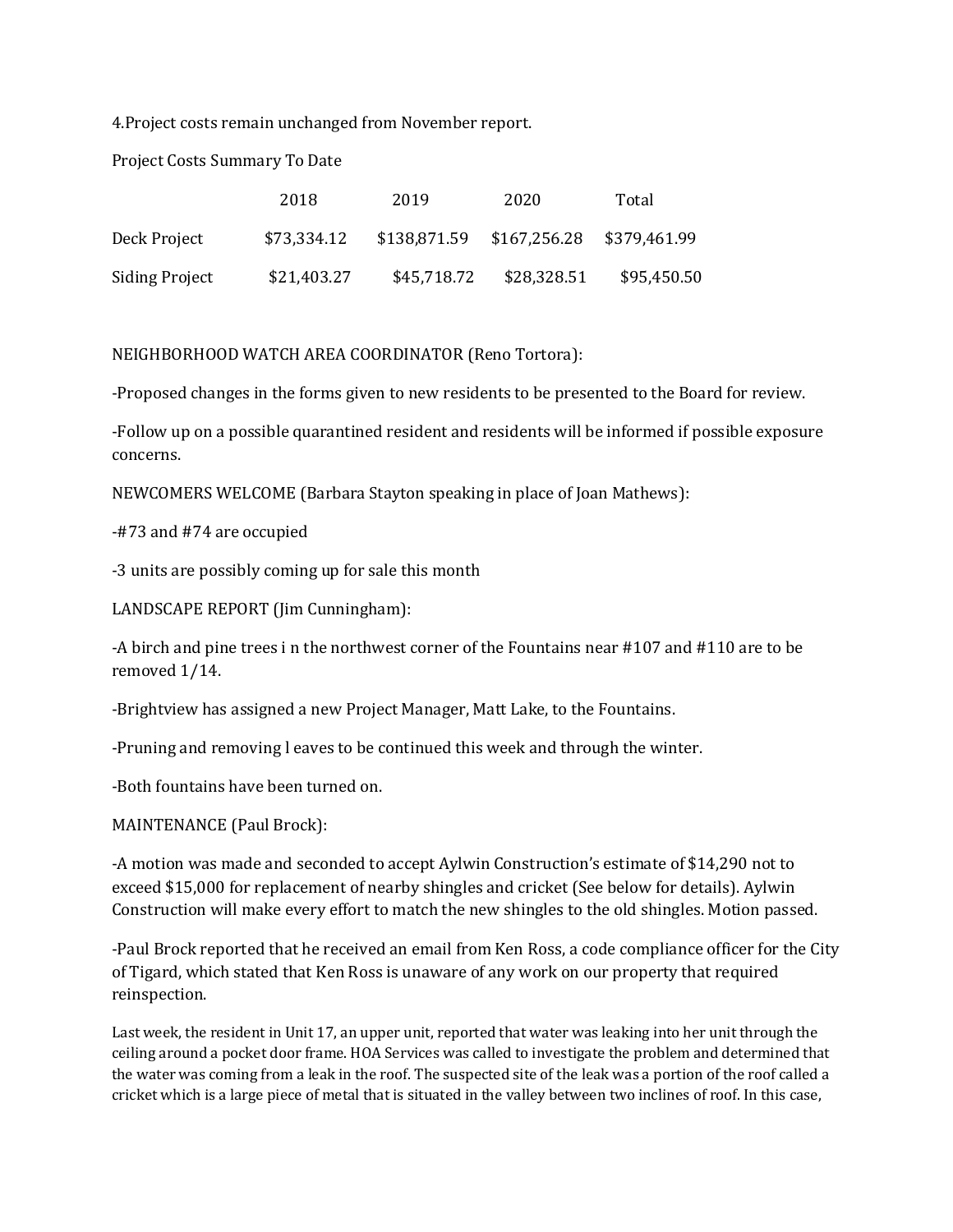4.Project costs remain unchanged from November report.

Project Costs Summary To Date

| | 2018 | 2019 | 2020 | Total |
|---|---|---|---|---|
| Deck Project | $73,334.12 | $138,871.59 | $167,256.28 | $379,461.99 |
| Siding Project | $21,403.27 | $45,718.72 | $28,328.51 | $95,450.50 |

NEIGHBORHOOD WATCH AREA COORDINATOR (Reno Tortora):

-Proposed changes in the forms given to new residents to be presented to the Board for review.

-Follow up on a possible quarantined resident and residents will be informed if possible exposure concerns.

NEWCOMERS WELCOME (Barbara Stayton speaking in place of Joan Mathews):

-#73 and #74 are occupied

-3 units are possibly coming up for sale this month

LANDSCAPE REPORT (Jim Cunningham):

-A birch and pine trees i n the northwest corner of the Fountains near #107 and #110 are to be removed 1/14.

-Brightview has assigned a new Project Manager, Matt Lake, to the Fountains.

-Pruning and removing l eaves to be continued this week and through the winter.

-Both fountains have been turned on.

MAINTENANCE (Paul Brock):

-A motion was made and seconded to accept Aylwin Construction's estimate of $14,290 not to exceed $15,000 for replacement of nearby shingles and cricket (See below for details). Aylwin Construction will make every effort to match the new shingles to the old shingles. Motion passed.

-Paul Brock reported that he received an email from Ken Ross, a code compliance officer for the City of Tigard, which stated that Ken Ross is unaware of any work on our property that required reinspection.

Last week, the resident in Unit 17, an upper unit, reported that water was leaking into her unit through the ceiling around a pocket door frame. HOA Services was called to investigate the problem and determined that the water was coming from a leak in the roof. The suspected site of the leak was a portion of the roof called a cricket which is a large piece of metal that is situated in the valley between two inclines of roof. In this case,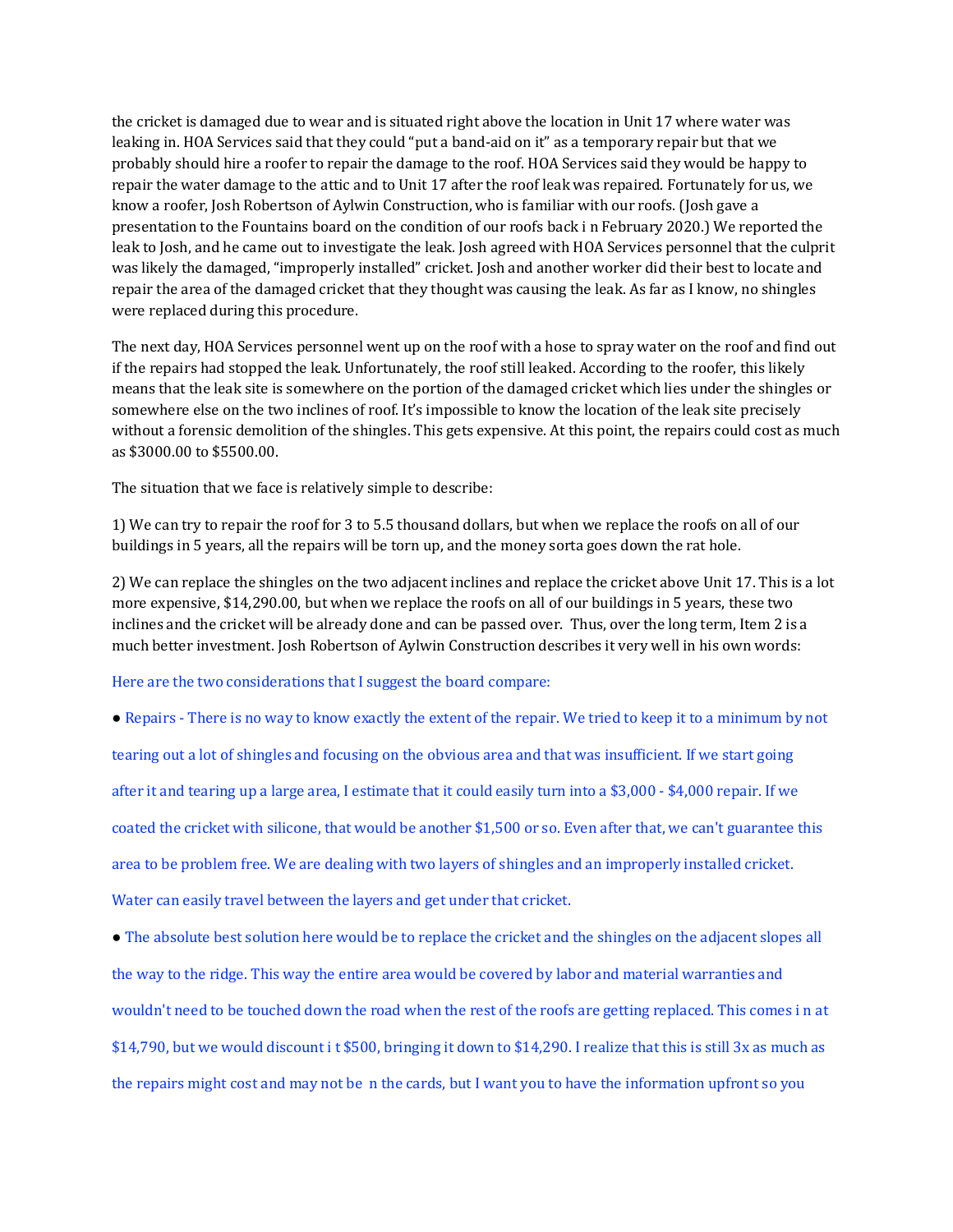the cricket is damaged due to wear and is situated right above the location in Unit 17 where water was leaking in. HOA Services said that they could "put a band-aid on it" as a temporary repair but that we probably should hire a roofer to repair the damage to the roof. HOA Services said they would be happy to repair the water damage to the attic and to Unit 17 after the roof leak was repaired. Fortunately for us, we know a roofer, Josh Robertson of Aylwin Construction, who is familiar with our roofs. (Josh gave a presentation to the Fountains board on the condition of our roofs back i n February 2020.) We reported the leak to Josh, and he came out to investigate the leak. Josh agreed with HOA Services personnel that the culprit was likely the damaged, "improperly installed" cricket. Josh and another worker did their best to locate and repair the area of the damaged cricket that they thought was causing the leak. As far as I know, no shingles were replaced during this procedure.

The next day, HOA Services personnel went up on the roof with a hose to spray water on the roof and find out if the repairs had stopped the leak. Unfortunately, the roof still leaked. According to the roofer, this likely means that the leak site is somewhere on the portion of the damaged cricket which lies under the shingles or somewhere else on the two inclines of roof. It's impossible to know the location of the leak site precisely without a forensic demolition of the shingles. This gets expensive. At this point, the repairs could cost as much as $3000.00 to $5500.00.

The situation that we face is relatively simple to describe:

1) We can try to repair the roof for 3 to 5.5 thousand dollars, but when we replace the roofs on all of our buildings in 5 years, all the repairs will be torn up, and the money sorta goes down the rat hole.

2) We can replace the shingles on the two adjacent inclines and replace the cricket above Unit 17. This is a lot more expensive, $14,290.00, but when we replace the roofs on all of our buildings in 5 years, these two inclines and the cricket will be already done and can be passed over. Thus, over the long term, Item 2 is a much better investment. Josh Robertson of Aylwin Construction describes it very well in his own words:

Here are the two considerations that I suggest the board compare:

- Repairs - There is no way to know exactly the extent of the repair. We tried to keep it to a minimum by not tearing out a lot of shingles and focusing on the obvious area and that was insufficient. If we start going after it and tearing up a large area, I estimate that it could easily turn into a $3,000 - $4,000 repair. If we coated the cricket with silicone, that would be another $1,500 or so. Even after that, we can't guarantee this area to be problem free. We are dealing with two layers of shingles and an improperly installed cricket. Water can easily travel between the layers and get under that cricket.

- The absolute best solution here would be to replace the cricket and the shingles on the adjacent slopes all the way to the ridge. This way the entire area would be covered by labor and material warranties and wouldn't need to be touched down the road when the rest of the roofs are getting replaced. This comes i n at $14,790, but we would discount i t $500, bringing it down to $14,290. I realize that this is still 3x as much as the repairs might cost and may not be n the cards, but I want you to have the information upfront so you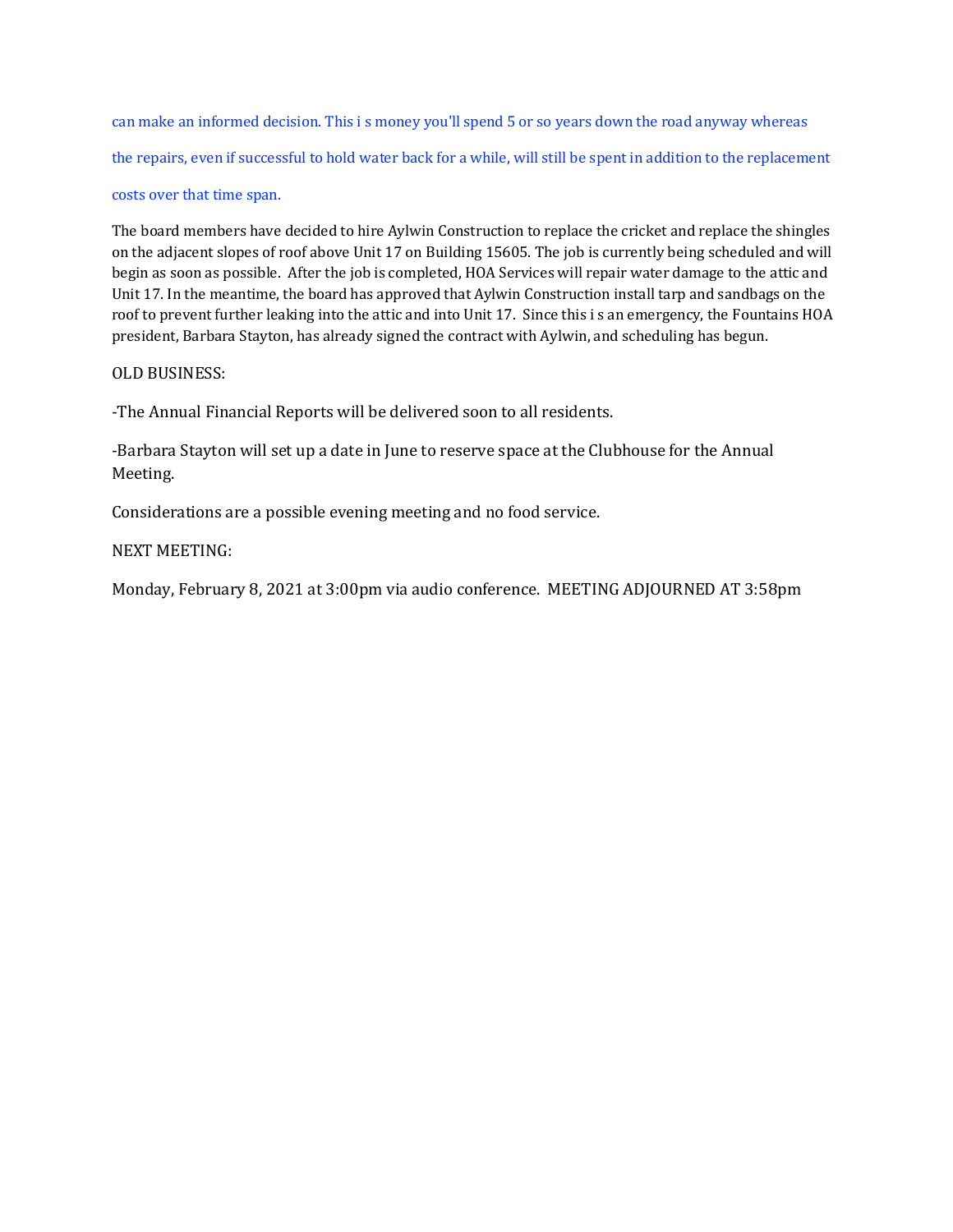can make an informed decision. This i s money you'll spend 5 or so years down the road anyway whereas the repairs, even if successful to hold water back for a while, will still be spent in addition to the replacement costs over that time span.

The board members have decided to hire Aylwin Construction to replace the cricket and replace the shingles on the adjacent slopes of roof above Unit 17 on Building 15605. The job is currently being scheduled and will begin as soon as possible. After the job is completed, HOA Services will repair water damage to the attic and Unit 17. In the meantime, the board has approved that Aylwin Construction install tarp and sandbags on the roof to prevent further leaking into the attic and into Unit 17. Since this i s an emergency, the Fountains HOA president, Barbara Stayton, has already signed the contract with Aylwin, and scheduling has begun.

OLD BUSINESS:

-The Annual Financial Reports will be delivered soon to all residents.

-Barbara Stayton will set up a date in June to reserve space at the Clubhouse for the Annual Meeting.

Considerations are a possible evening meeting and no food service.

NEXT MEETING:

Monday, February 8, 2021 at 3:00pm via audio conference. MEETING ADJOURNED AT 3:58pm